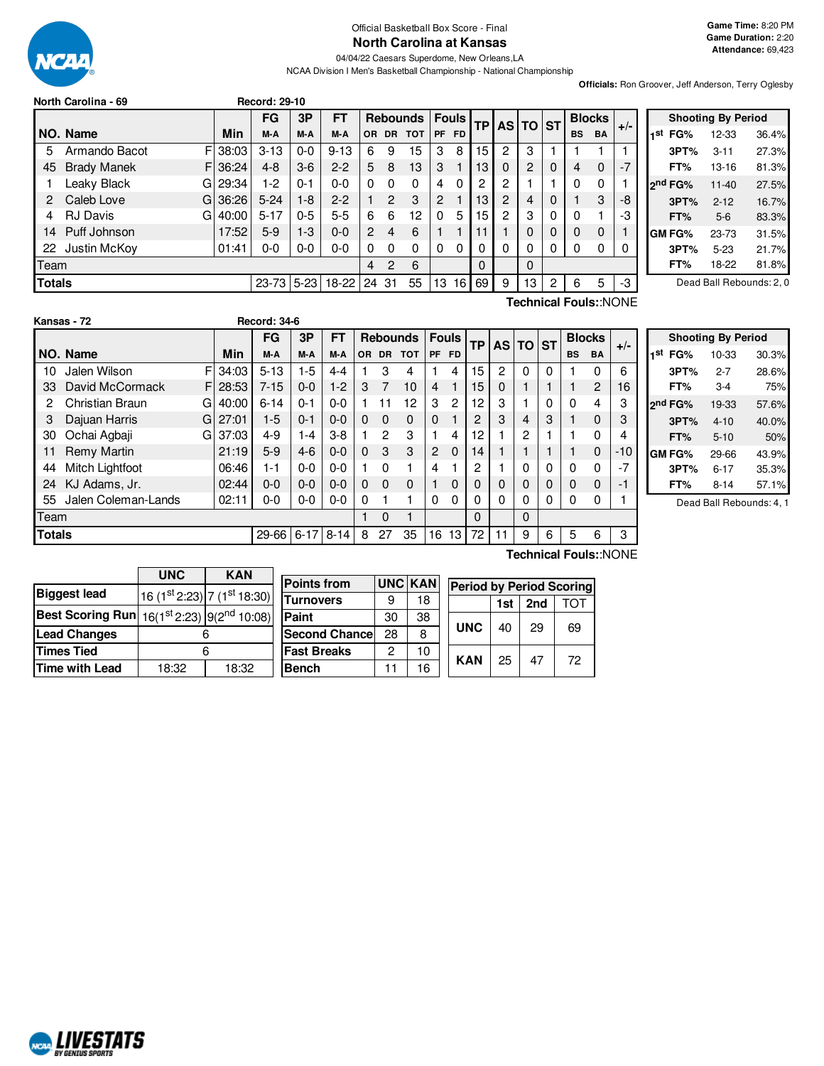Official Basketball Box Score - Final

# North Carolina at Kansas

04/04/22 Caesars Superdome, New Orleans,LA

NCAA Division I Men's Basketball Championship - National Championship

**Game Time:** 8:20 PM
**Game Duration:** 2:20
**Attendance:** 69,423

**Officials:** Ron Groover, Jeff Anderson, Terry Oglesby

**North Carolina - 69** Record: 29-10

| NO. | Name | | Min | FG M-A | 3P M-A | FT M-A | OR | DR | TOT | PF | FD | TP | AS | TO | ST | BS | BA | +/- |
|---|---|---|---|---|---|---|---|---|---|---|---|---|---|---|---|---|---|---|
| 5 | Armando Bacot | F | 38:03 | 3-13 | 0-0 | 9-13 | 6 | 9 | 15 | 3 | 8 | 15 | 2 | 3 | 1 | 1 | 1 | 1 |
| 45 | Brady Manek | F | 36:24 | 4-8 | 3-6 | 2-2 | 5 | 8 | 13 | 3 | 1 | 13 | 0 | 2 | 0 | 4 | 0 | -7 |
| 1 | Leaky Black | G | 29:34 | 1-2 | 0-1 | 0-0 | 0 | 0 | 0 | 4 | 0 | 2 | 2 | 1 | 1 | 0 | 0 | 1 |
| 2 | Caleb Love | G | 36:26 | 5-24 | 1-8 | 2-2 | 1 | 2 | 3 | 2 | 1 | 13 | 2 | 4 | 0 | 1 | 3 | -8 |
| 4 | RJ Davis | G | 40:00 | 5-17 | 0-5 | 5-5 | 6 | 6 | 12 | 0 | 5 | 15 | 2 | 3 | 0 | 0 | 1 | -3 |
| 14 | Puff Johnson | | 17:52 | 5-9 | 1-3 | 0-0 | 2 | 4 | 6 | 1 | 1 | 11 | 1 | 0 | 0 | 0 | 0 | 1 |
| 22 | Justin McKoy | | 01:41 | 0-0 | 0-0 | 0-0 | 0 | 0 | 0 | 0 | 0 | 0 | 0 | 0 | 0 | 0 | 0 | 0 |
| | Team | | | | | | 4 | 2 | 6 | | | 0 | | 0 | | | | |
| | **Totals** | | | 23-73 | 5-23 | 18-22 | 24 | 31 | 55 | 13 | 16 | 69 | 9 | 13 | 2 | 6 | 5 | -3 |

Technical Fouls::NONE

| Shooting By Period | | | |
|---|---|---|---|
| 1st | FG% | 12-33 | 36.4% |
| | 3PT% | 3-11 | 27.3% |
| | FT% | 13-16 | 81.3% |
| 2nd | FG% | 11-40 | 27.5% |
| | 3PT% | 2-12 | 16.7% |
| | FT% | 5-6 | 83.3% |
| GM | FG% | 23-73 | 31.5% |
| | 3PT% | 5-23 | 21.7% |
| | FT% | 18-22 | 81.8% |

Dead Ball Rebounds: 2, 0

**Kansas - 72** Record: 34-6

| NO. | Name | | Min | FG M-A | 3P M-A | FT M-A | OR | DR | TOT | PF | FD | TP | AS | TO | ST | BS | BA | +/- |
|---|---|---|---|---|---|---|---|---|---|---|---|---|---|---|---|---|---|---|
| 10 | Jalen Wilson | F | 34:03 | 5-13 | 1-5 | 4-4 | 1 | 3 | 4 | 1 | 4 | 15 | 2 | 0 | 0 | 1 | 0 | 6 |
| 33 | David McCormack | F | 28:53 | 7-15 | 0-0 | 1-2 | 3 | 7 | 10 | 4 | 1 | 15 | 0 | 1 | 1 | 1 | 2 | 16 |
| 2 | Christian Braun | G | 40:00 | 6-14 | 0-1 | 0-0 | 1 | 11 | 12 | 3 | 2 | 12 | 3 | 1 | 0 | 0 | 4 | 3 |
| 3 | Dajuan Harris | G | 27:01 | 1-5 | 0-1 | 0-0 | 0 | 0 | 0 | 0 | 1 | 2 | 3 | 4 | 3 | 1 | 0 | 3 |
| 30 | Ochai Agbaji | G | 37:03 | 4-9 | 1-4 | 3-8 | 1 | 2 | 3 | 1 | 4 | 12 | 1 | 2 | 1 | 1 | 0 | 4 |
| 11 | Remy Martin | | 21:19 | 5-9 | 4-6 | 0-0 | 0 | 3 | 3 | 2 | 0 | 14 | 1 | 1 | 1 | 1 | 0 | -10 |
| 44 | Mitch Lightfoot | | 06:46 | 1-1 | 0-0 | 0-0 | 1 | 0 | 1 | 4 | 1 | 2 | 1 | 0 | 0 | 0 | 0 | -7 |
| 24 | KJ Adams, Jr. | | 02:44 | 0-0 | 0-0 | 0-0 | 0 | 0 | 0 | 1 | 0 | 0 | 0 | 0 | 0 | 0 | 0 | -1 |
| 55 | Jalen Coleman-Lands | | 02:11 | 0-0 | 0-0 | 0-0 | 0 | 1 | 1 | 0 | 0 | 0 | 0 | 0 | 0 | 0 | 0 | 1 |
| | Team | | | | | | 1 | 0 | 1 | | | 0 | | 0 | | | | |
| | **Totals** | | | 29-66 | 6-17 | 8-14 | 8 | 27 | 35 | 16 | 13 | 72 | 11 | 9 | 6 | 5 | 6 | 3 |

Technical Fouls::NONE

| Shooting By Period | | | |
|---|---|---|---|
| 1st | FG% | 10-33 | 30.3% |
| | 3PT% | 2-7 | 28.6% |
| | FT% | 3-4 | 75% |
| 2nd | FG% | 19-33 | 57.6% |
| | 3PT% | 4-10 | 40.0% |
| | FT% | 5-10 | 50% |
| GM | FG% | 29-66 | 43.9% |
| | 3PT% | 6-17 | 35.3% |
| | FT% | 8-14 | 57.1% |

Dead Ball Rebounds: 4, 1

| | UNC | KAN |
|---|---|---|
| **Biggest lead** | 16 (1st 2:23) | 7 (1st 18:30) |
| **Best Scoring Run** | 16(1st 2:23) | 9(2nd 10:08) |
| **Lead Changes** | 6 | |
| **Times Tied** | 6 | |
| **Time with Lead** | 18:32 | 18:32 |

| Points from | UNC | KAN |
|---|---|---|
| Turnovers | 9 | 18 |
| Paint | 30 | 38 |
| Second Chance | 28 | 8 |
| Fast Breaks | 2 | 10 |
| Bench | 11 | 16 |

| Period by Period Scoring | 1st | 2nd | TOT |
|---|---|---|---|
| UNC | 40 | 29 | 69 |
| KAN | 25 | 47 | 72 |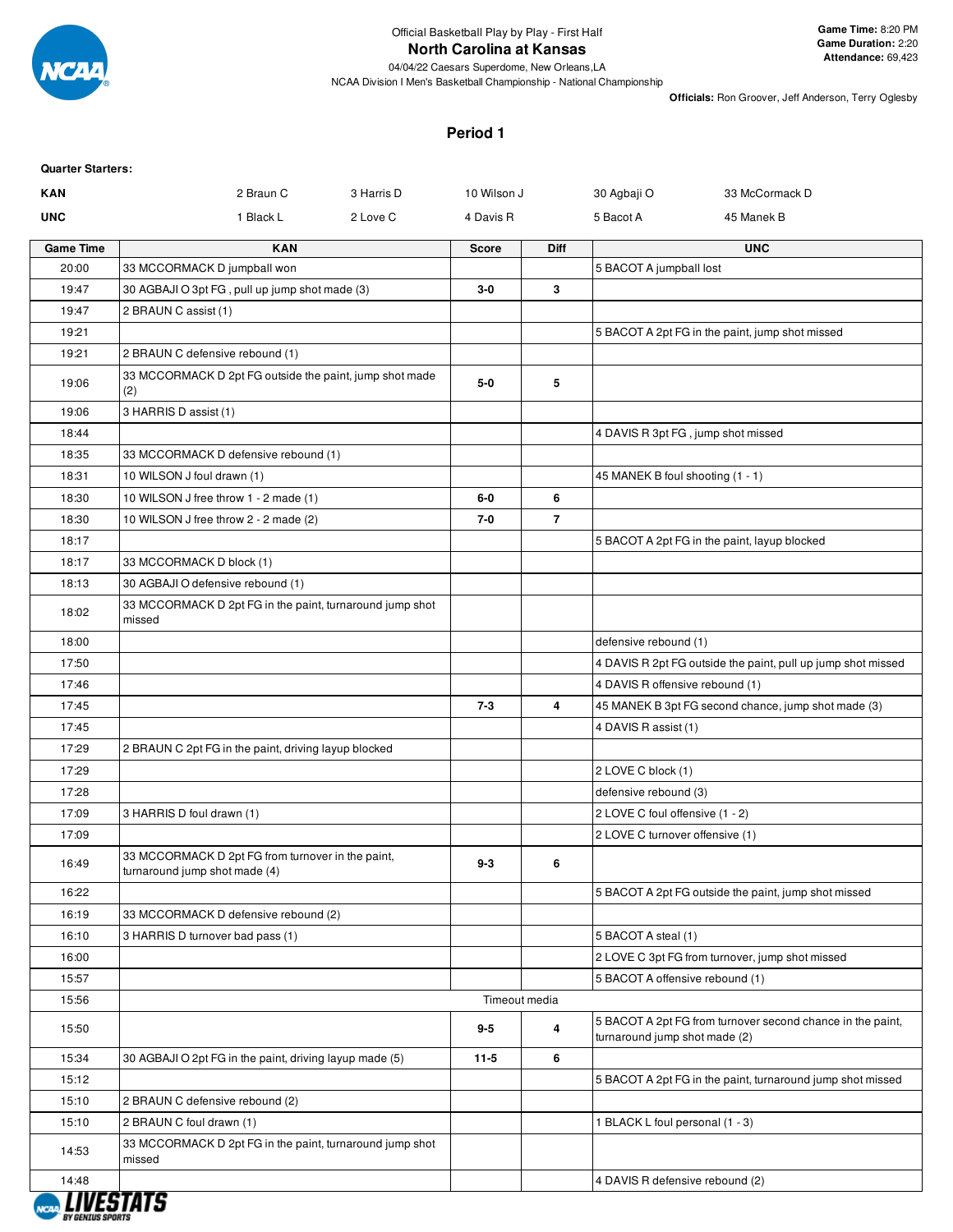Official Basketball Play by Play - First Half

# North Carolina at Kansas

04/04/22 Caesars Superdome, New Orleans,LA

NCAA Division I Men's Basketball Championship - National Championship

**Game Time:** 8:20 PM
**Game Duration:** 2:20
**Attendance:** 69,423

**Officials:** Ron Groover, Jeff Anderson, Terry Oglesby

## Period 1

**Quarter Starters:**

| | | | | | |
|---|---|---|---|---|---|
| **KAN** | 2 Braun C | 3 Harris D | 10 Wilson J | 30 Agbaji O | 33 McCormack D |
| **UNC** | 1 Black L | 2 Love C | 4 Davis R | 5 Bacot A | 45 Manek B |

| Game Time | KAN | Score | Diff | UNC |
|---|---|---|---|---|
| 20:00 | 33 MCCORMACK D jumpball won | | | 5 BACOT A jumpball lost |
| 19:47 | 30 AGBAJI O 3pt FG , pull up jump shot made (3) | 3-0 | 3 | |
| 19:47 | 2 BRAUN C assist (1) | | | |
| 19:21 | | | | 5 BACOT A 2pt FG in the paint, jump shot missed |
| 19:21 | 2 BRAUN C defensive rebound (1) | | | |
| 19:06 | 33 MCCORMACK D 2pt FG outside the paint, jump shot made (2) | 5-0 | 5 | |
| 19:06 | 3 HARRIS D assist (1) | | | |
| 18:44 | | | | 4 DAVIS R 3pt FG , jump shot missed |
| 18:35 | 33 MCCORMACK D defensive rebound (1) | | | |
| 18:31 | 10 WILSON J foul drawn (1) | | | 45 MANEK B foul shooting (1 - 1) |
| 18:30 | 10 WILSON J free throw 1 - 2 made (1) | 6-0 | 6 | |
| 18:30 | 10 WILSON J free throw 2 - 2 made (2) | 7-0 | 7 | |
| 18:17 | | | | 5 BACOT A 2pt FG in the paint, layup blocked |
| 18:17 | 33 MCCORMACK D block (1) | | | |
| 18:13 | 30 AGBAJI O defensive rebound (1) | | | |
| 18:02 | 33 MCCORMACK D 2pt FG in the paint, turnaround jump shot missed | | | |
| 18:00 | | | | defensive rebound (1) |
| 17:50 | | | | 4 DAVIS R 2pt FG outside the paint, pull up jump shot missed |
| 17:46 | | | | 4 DAVIS R offensive rebound (1) |
| 17:45 | | 7-3 | 4 | 45 MANEK B 3pt FG second chance, jump shot made (3) |
| 17:45 | | | | 4 DAVIS R assist (1) |
| 17:29 | 2 BRAUN C 2pt FG in the paint, driving layup blocked | | | |
| 17:29 | | | | 2 LOVE C block (1) |
| 17:28 | | | | defensive rebound (3) |
| 17:09 | 3 HARRIS D foul drawn (1) | | | 2 LOVE C foul offensive (1 - 2) |
| 17:09 | | | | 2 LOVE C turnover offensive (1) |
| 16:49 | 33 MCCORMACK D 2pt FG from turnover in the paint, turnaround jump shot made (4) | 9-3 | 6 | |
| 16:22 | | | | 5 BACOT A 2pt FG outside the paint, jump shot missed |
| 16:19 | 33 MCCORMACK D defensive rebound (2) | | | |
| 16:10 | 3 HARRIS D turnover bad pass (1) | | | 5 BACOT A steal (1) |
| 16:00 | | | | 2 LOVE C 3pt FG from turnover, jump shot missed |
| 15:57 | | | | 5 BACOT A offensive rebound (1) |
| 15:56 | Timeout media | | | |
| 15:50 | | 9-5 | 4 | 5 BACOT A 2pt FG from turnover second chance in the paint, turnaround jump shot made (2) |
| 15:34 | 30 AGBAJI O 2pt FG in the paint, driving layup made (5) | 11-5 | 6 | |
| 15:12 | | | | 5 BACOT A 2pt FG in the paint, turnaround jump shot missed |
| 15:10 | 2 BRAUN C defensive rebound (2) | | | |
| 15:10 | 2 BRAUN C foul drawn (1) | | | 1 BLACK L foul personal (1 - 3) |
| 14:53 | 33 MCCORMACK D 2pt FG in the paint, turnaround jump shot missed | | | |
| 14:48 | | | | 4 DAVIS R defensive rebound (2) |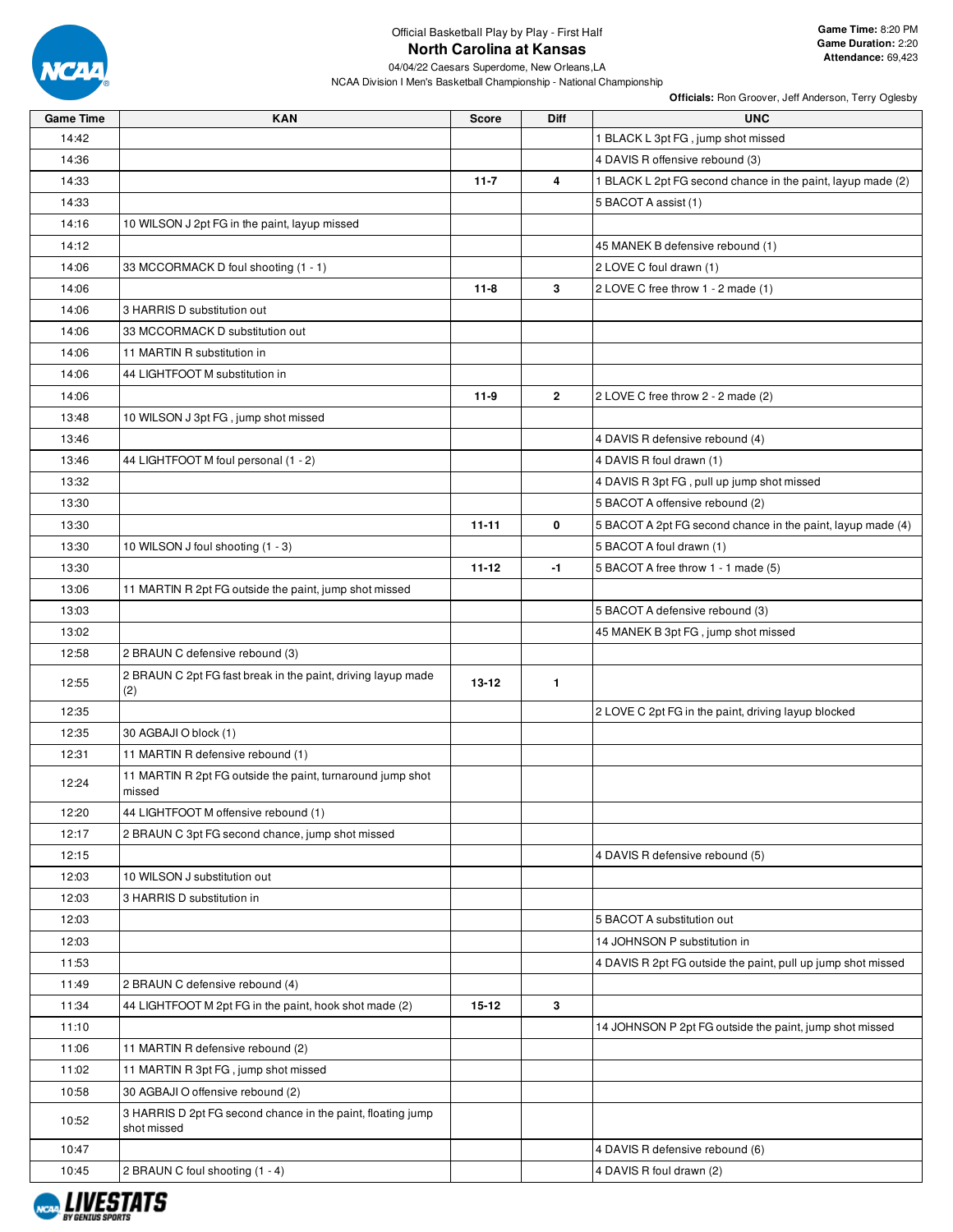Official Basketball Play by Play - First Half

# North Carolina at Kansas

04/04/22 Caesars Superdome, New Orleans,LA

NCAA Division I Men's Basketball Championship - National Championship

**Game Time:** 8:20 PM
**Game Duration:** 2:20
**Attendance:** 69,423

**Officials:** Ron Groover, Jeff Anderson, Terry Oglesby

| Game Time | KAN | Score | Diff | UNC |
|---|---|---|---|---|
| 14:42 | | | | 1 BLACK L 3pt FG , jump shot missed |
| 14:36 | | | | 4 DAVIS R offensive rebound (3) |
| 14:33 | | 11-7 | 4 | 1 BLACK L 2pt FG second chance in the paint, layup made (2) |
| 14:33 | | | | 5 BACOT A assist (1) |
| 14:16 | 10 WILSON J 2pt FG in the paint, layup missed | | | |
| 14:12 | | | | 45 MANEK B defensive rebound (1) |
| 14:06 | 33 MCCORMACK D foul shooting (1 - 1) | | | 2 LOVE C foul drawn (1) |
| 14:06 | | 11-8 | 3 | 2 LOVE C free throw 1 - 2 made (1) |
| 14:06 | 3 HARRIS D substitution out | | | |
| 14:06 | 33 MCCORMACK D substitution out | | | |
| 14:06 | 11 MARTIN R substitution in | | | |
| 14:06 | 44 LIGHTFOOT M substitution in | | | |
| 14:06 | | 11-9 | 2 | 2 LOVE C free throw 2 - 2 made (2) |
| 13:48 | 10 WILSON J 3pt FG , jump shot missed | | | |
| 13:46 | | | | 4 DAVIS R defensive rebound (4) |
| 13:46 | 44 LIGHTFOOT M foul personal (1 - 2) | | | 4 DAVIS R foul drawn (1) |
| 13:32 | | | | 4 DAVIS R 3pt FG , pull up jump shot missed |
| 13:30 | | | | 5 BACOT A offensive rebound (2) |
| 13:30 | | 11-11 | 0 | 5 BACOT A 2pt FG second chance in the paint, layup made (4) |
| 13:30 | 10 WILSON J foul shooting (1 - 3) | | | 5 BACOT A foul drawn (1) |
| 13:30 | | 11-12 | -1 | 5 BACOT A free throw 1 - 1 made (5) |
| 13:06 | 11 MARTIN R 2pt FG outside the paint, jump shot missed | | | |
| 13:03 | | | | 5 BACOT A defensive rebound (3) |
| 13:02 | | | | 45 MANEK B 3pt FG , jump shot missed |
| 12:58 | 2 BRAUN C defensive rebound (3) | | | |
| 12:55 | 2 BRAUN C 2pt FG fast break in the paint, driving layup made (2) | 13-12 | 1 | |
| 12:35 | | | | 2 LOVE C 2pt FG in the paint, driving layup blocked |
| 12:35 | 30 AGBAJI O block (1) | | | |
| 12:31 | 11 MARTIN R defensive rebound (1) | | | |
| 12:24 | 11 MARTIN R 2pt FG outside the paint, turnaround jump shot missed | | | |
| 12:20 | 44 LIGHTFOOT M offensive rebound (1) | | | |
| 12:17 | 2 BRAUN C 3pt FG second chance, jump shot missed | | | |
| 12:15 | | | | 4 DAVIS R defensive rebound (5) |
| 12:03 | 10 WILSON J substitution out | | | |
| 12:03 | 3 HARRIS D substitution in | | | |
| 12:03 | | | | 5 BACOT A substitution out |
| 12:03 | | | | 14 JOHNSON P substitution in |
| 11:53 | | | | 4 DAVIS R 2pt FG outside the paint, pull up jump shot missed |
| 11:49 | 2 BRAUN C defensive rebound (4) | | | |
| 11:34 | 44 LIGHTFOOT M 2pt FG in the paint, hook shot made (2) | 15-12 | 3 | |
| 11:10 | | | | 14 JOHNSON P 2pt FG outside the paint, jump shot missed |
| 11:06 | 11 MARTIN R defensive rebound (2) | | | |
| 11:02 | 11 MARTIN R 3pt FG , jump shot missed | | | |
| 10:58 | 30 AGBAJI O offensive rebound (2) | | | |
| 10:52 | 3 HARRIS D 2pt FG second chance in the paint, floating jump shot missed | | | |
| 10:47 | | | | 4 DAVIS R defensive rebound (6) |
| 10:45 | 2 BRAUN C foul shooting (1 - 4) | | | 4 DAVIS R foul drawn (2) |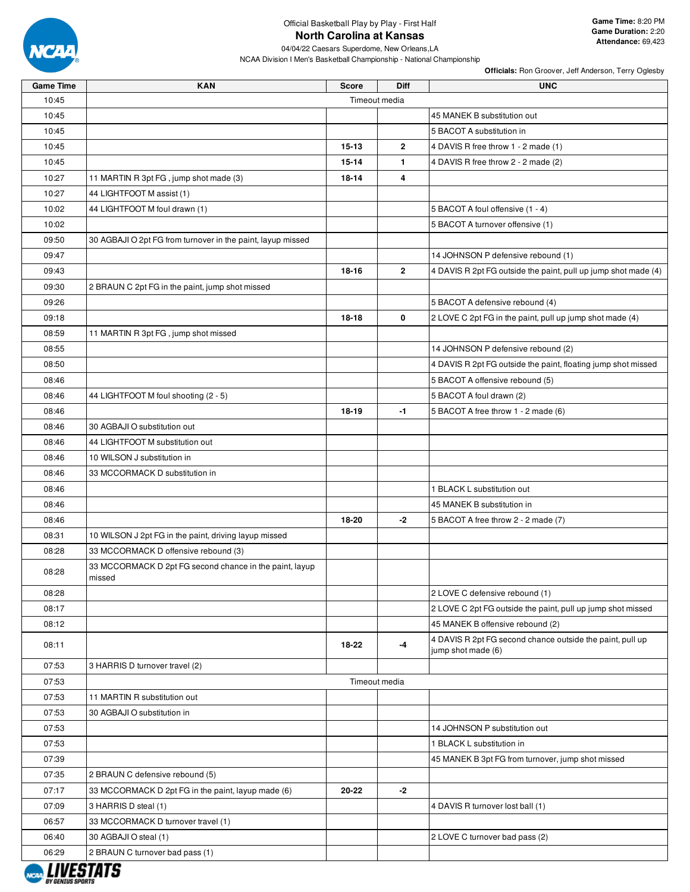Official Basketball Play by Play - First Half

# North Carolina at Kansas

04/04/22 Caesars Superdome, New Orleans,LA

NCAA Division I Men's Basketball Championship - National Championship

**Game Time:** 8:20 PM
**Game Duration:** 2:20
**Attendance:** 69,423

**Officials:** Ron Groover, Jeff Anderson, Terry Oglesby

| Game Time | KAN | Score | Diff | UNC |
|---|---|---|---|---|
| 10:45 | | Timeout media | | |
| 10:45 | | | | 45 MANEK B substitution out |
| 10:45 | | | | 5 BACOT A substitution in |
| 10:45 | | 15-13 | 2 | 4 DAVIS R free throw 1 - 2 made (1) |
| 10:45 | | 15-14 | 1 | 4 DAVIS R free throw 2 - 2 made (2) |
| 10:27 | 11 MARTIN R 3pt FG , jump shot made (3) | 18-14 | 4 | |
| 10:27 | 44 LIGHTFOOT M assist (1) | | | |
| 10:02 | 44 LIGHTFOOT M foul drawn (1) | | | 5 BACOT A foul offensive (1 - 4) |
| 10:02 | | | | 5 BACOT A turnover offensive (1) |
| 09:50 | 30 AGBAJI O 2pt FG from turnover in the paint, layup missed | | | |
| 09:47 | | | | 14 JOHNSON P defensive rebound (1) |
| 09:43 | | 18-16 | 2 | 4 DAVIS R 2pt FG outside the paint, pull up jump shot made (4) |
| 09:30 | 2 BRAUN C 2pt FG in the paint, jump shot missed | | | |
| 09:26 | | | | 5 BACOT A defensive rebound (4) |
| 09:18 | | 18-18 | 0 | 2 LOVE C 2pt FG in the paint, pull up jump shot made (4) |
| 08:59 | 11 MARTIN R 3pt FG , jump shot missed | | | |
| 08:55 | | | | 14 JOHNSON P defensive rebound (2) |
| 08:50 | | | | 4 DAVIS R 2pt FG outside the paint, floating jump shot missed |
| 08:46 | | | | 5 BACOT A offensive rebound (5) |
| 08:46 | 44 LIGHTFOOT M foul shooting (2 - 5) | | | 5 BACOT A foul drawn (2) |
| 08:46 | | 18-19 | -1 | 5 BACOT A free throw 1 - 2 made (6) |
| 08:46 | 30 AGBAJI O substitution out | | | |
| 08:46 | 44 LIGHTFOOT M substitution out | | | |
| 08:46 | 10 WILSON J substitution in | | | |
| 08:46 | 33 MCCORMACK D substitution in | | | |
| 08:46 | | | | 1 BLACK L substitution out |
| 08:46 | | | | 45 MANEK B substitution in |
| 08:46 | | 18-20 | -2 | 5 BACOT A free throw 2 - 2 made (7) |
| 08:31 | 10 WILSON J 2pt FG in the paint, driving layup missed | | | |
| 08:28 | 33 MCCORMACK D offensive rebound (3) | | | |
| 08:28 | 33 MCCORMACK D 2pt FG second chance in the paint, layup missed | | | |
| 08:28 | | | | 2 LOVE C defensive rebound (1) |
| 08:17 | | | | 2 LOVE C 2pt FG outside the paint, pull up jump shot missed |
| 08:12 | | | | 45 MANEK B offensive rebound (2) |
| 08:11 | | 18-22 | -4 | 4 DAVIS R 2pt FG second chance outside the paint, pull up jump shot made (6) |
| 07:53 | 3 HARRIS D turnover travel (2) | | | |
| 07:53 | | Timeout media | | |
| 07:53 | 11 MARTIN R substitution out | | | |
| 07:53 | 30 AGBAJI O substitution in | | | |
| 07:53 | | | | 14 JOHNSON P substitution out |
| 07:53 | | | | 1 BLACK L substitution in |
| 07:39 | | | | 45 MANEK B 3pt FG from turnover, jump shot missed |
| 07:35 | 2 BRAUN C defensive rebound (5) | | | |
| 07:17 | 33 MCCORMACK D 2pt FG in the paint, layup made (6) | 20-22 | -2 | |
| 07:09 | 3 HARRIS D steal (1) | | | 4 DAVIS R turnover lost ball (1) |
| 06:57 | 33 MCCORMACK D turnover travel (1) | | | |
| 06:40 | 30 AGBAJI O steal (1) | | | 2 LOVE C turnover bad pass (2) |
| 06:29 | 2 BRAUN C turnover bad pass (1) | | | |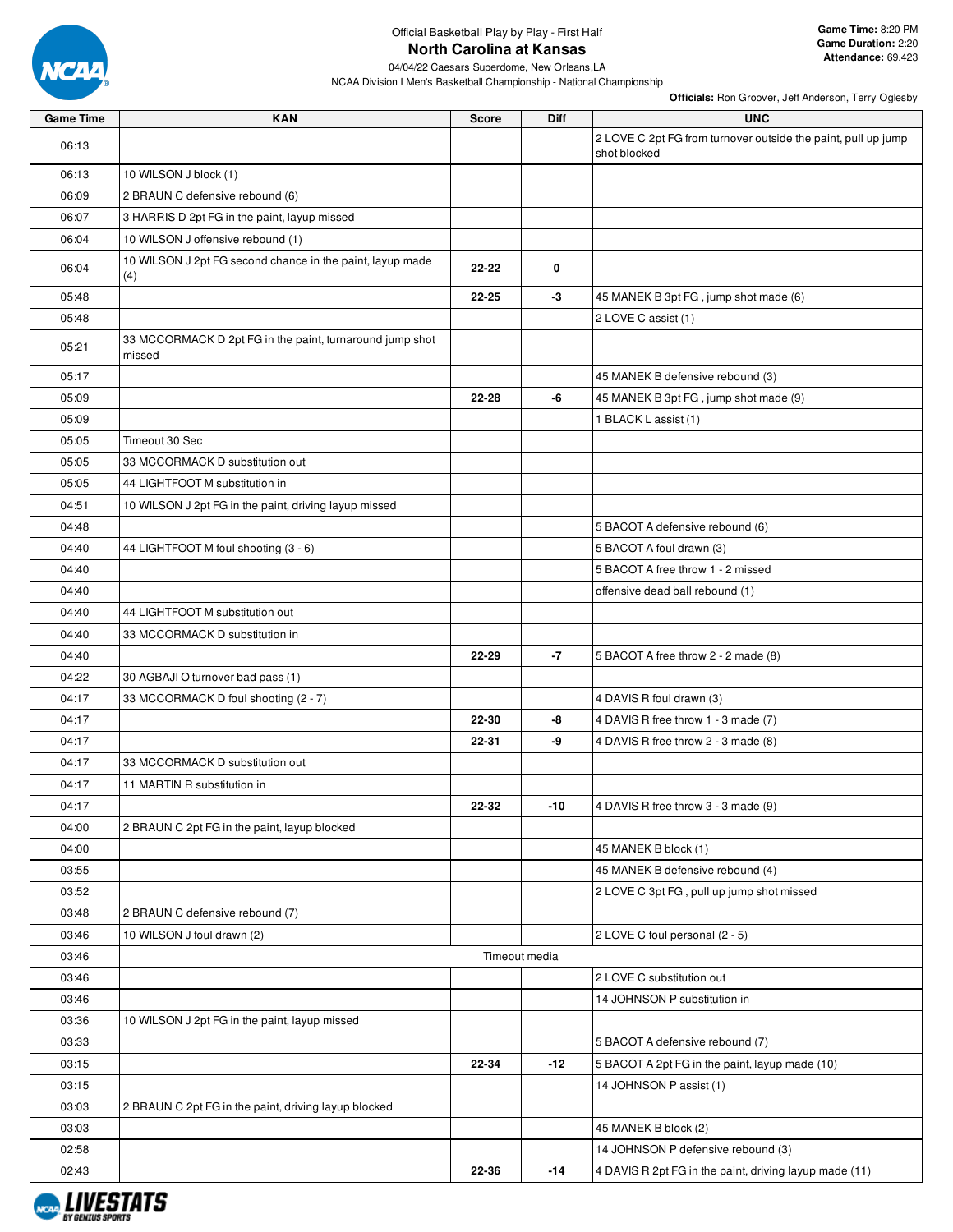Official Basketball Play by Play - First Half

# North Carolina at Kansas

04/04/22 Caesars Superdome, New Orleans,LA

NCAA Division I Men's Basketball Championship - National Championship

**Game Time:** 8:20 PM
**Game Duration:** 2:20
**Attendance:** 69,423

**Officials:** Ron Groover, Jeff Anderson, Terry Oglesby

| Game Time | KAN | Score | Diff | UNC |
|---|---|---|---|---|
| 06:13 | | | | 2 LOVE C 2pt FG from turnover outside the paint, pull up jump shot blocked |
| 06:13 | 10 WILSON J block (1) | | | |
| 06:09 | 2 BRAUN C defensive rebound (6) | | | |
| 06:07 | 3 HARRIS D 2pt FG in the paint, layup missed | | | |
| 06:04 | 10 WILSON J offensive rebound (1) | | | |
| 06:04 | 10 WILSON J 2pt FG second chance in the paint, layup made (4) | 22-22 | 0 | |
| 05:48 | | 22-25 | -3 | 45 MANEK B 3pt FG , jump shot made (6) |
| 05:48 | | | | 2 LOVE C assist (1) |
| 05:21 | 33 MCCORMACK D 2pt FG in the paint, turnaround jump shot missed | | | |
| 05:17 | | | | 45 MANEK B defensive rebound (3) |
| 05:09 | | 22-28 | -6 | 45 MANEK B 3pt FG , jump shot made (9) |
| 05:09 | | | | 1 BLACK L assist (1) |
| 05:05 | Timeout 30 Sec | | | |
| 05:05 | 33 MCCORMACK D substitution out | | | |
| 05:05 | 44 LIGHTFOOT M substitution in | | | |
| 04:51 | 10 WILSON J 2pt FG in the paint, driving layup missed | | | |
| 04:48 | | | | 5 BACOT A defensive rebound (6) |
| 04:40 | 44 LIGHTFOOT M foul shooting (3 - 6) | | | 5 BACOT A foul drawn (3) |
| 04:40 | | | | 5 BACOT A free throw 1 - 2 missed |
| 04:40 | | | | offensive dead ball rebound (1) |
| 04:40 | 44 LIGHTFOOT M substitution out | | | |
| 04:40 | 33 MCCORMACK D substitution in | | | |
| 04:40 | | 22-29 | -7 | 5 BACOT A free throw 2 - 2 made (8) |
| 04:22 | 30 AGBAJI O turnover bad pass (1) | | | |
| 04:17 | 33 MCCORMACK D foul shooting (2 - 7) | | | 4 DAVIS R foul drawn (3) |
| 04:17 | | 22-30 | -8 | 4 DAVIS R free throw 1 - 3 made (7) |
| 04:17 | | 22-31 | -9 | 4 DAVIS R free throw 2 - 3 made (8) |
| 04:17 | 33 MCCORMACK D substitution out | | | |
| 04:17 | 11 MARTIN R substitution in | | | |
| 04:17 | | 22-32 | -10 | 4 DAVIS R free throw 3 - 3 made (9) |
| 04:00 | 2 BRAUN C 2pt FG in the paint, layup blocked | | | |
| 04:00 | | | | 45 MANEK B block (1) |
| 03:55 | | | | 45 MANEK B defensive rebound (4) |
| 03:52 | | | | 2 LOVE C 3pt FG , pull up jump shot missed |
| 03:48 | 2 BRAUN C defensive rebound (7) | | | |
| 03:46 | 10 WILSON J foul drawn (2) | | | 2 LOVE C foul personal (2 - 5) |
| 03:46 | | Timeout media | | |
| 03:46 | | | | 2 LOVE C substitution out |
| 03:46 | | | | 14 JOHNSON P substitution in |
| 03:36 | 10 WILSON J 2pt FG in the paint, layup missed | | | |
| 03:33 | | | | 5 BACOT A defensive rebound (7) |
| 03:15 | | 22-34 | -12 | 5 BACOT A 2pt FG in the paint, layup made (10) |
| 03:15 | | | | 14 JOHNSON P assist (1) |
| 03:03 | 2 BRAUN C 2pt FG in the paint, driving layup blocked | | | |
| 03:03 | | | | 45 MANEK B block (2) |
| 02:58 | | | | 14 JOHNSON P defensive rebound (3) |
| 02:43 | | 22-36 | -14 | 4 DAVIS R 2pt FG in the paint, driving layup made (11) |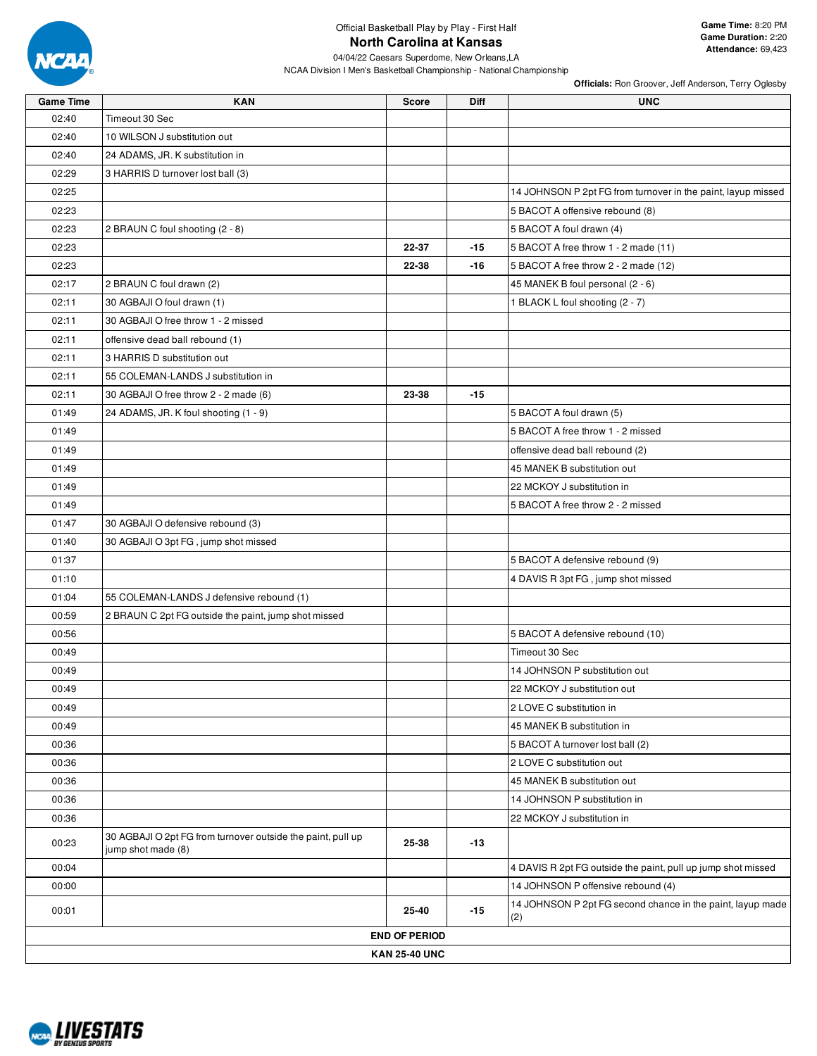Official Basketball Play by Play - First Half

# North Carolina at Kansas

04/04/22 Caesars Superdome, New Orleans,LA

NCAA Division I Men's Basketball Championship - National Championship

**Game Time:** 8:20 PM
**Game Duration:** 2:20
**Attendance:** 69,423

**Officials:** Ron Groover, Jeff Anderson, Terry Oglesby

| Game Time | KAN | Score | Diff | UNC |
|---|---|---|---|---|
| 02:40 | Timeout 30 Sec | | | |
| 02:40 | 10 WILSON J substitution out | | | |
| 02:40 | 24 ADAMS, JR. K substitution in | | | |
| 02:29 | 3 HARRIS D turnover lost ball (3) | | | |
| 02:25 | | | | 14 JOHNSON P 2pt FG from turnover in the paint, layup missed |
| 02:23 | | | | 5 BACOT A offensive rebound (8) |
| 02:23 | 2 BRAUN C foul shooting (2 - 8) | | | 5 BACOT A foul drawn (4) |
| 02:23 | | 22-37 | -15 | 5 BACOT A free throw 1 - 2 made (11) |
| 02:23 | | 22-38 | -16 | 5 BACOT A free throw 2 - 2 made (12) |
| 02:17 | 2 BRAUN C foul drawn (2) | | | 45 MANEK B foul personal (2 - 6) |
| 02:11 | 30 AGBAJI O foul drawn (1) | | | 1 BLACK L foul shooting (2 - 7) |
| 02:11 | 30 AGBAJI O free throw 1 - 2 missed | | | |
| 02:11 | offensive dead ball rebound (1) | | | |
| 02:11 | 3 HARRIS D substitution out | | | |
| 02:11 | 55 COLEMAN-LANDS J substitution in | | | |
| 02:11 | 30 AGBAJI O free throw 2 - 2 made (6) | 23-38 | -15 | |
| 01:49 | 24 ADAMS, JR. K foul shooting (1 - 9) | | | 5 BACOT A foul drawn (5) |
| 01:49 | | | | 5 BACOT A free throw 1 - 2 missed |
| 01:49 | | | | offensive dead ball rebound (2) |
| 01:49 | | | | 45 MANEK B substitution out |
| 01:49 | | | | 22 MCKOY J substitution in |
| 01:49 | | | | 5 BACOT A free throw 2 - 2 missed |
| 01:47 | 30 AGBAJI O defensive rebound (3) | | | |
| 01:40 | 30 AGBAJI O 3pt FG , jump shot missed | | | |
| 01:37 | | | | 5 BACOT A defensive rebound (9) |
| 01:10 | | | | 4 DAVIS R 3pt FG , jump shot missed |
| 01:04 | 55 COLEMAN-LANDS J defensive rebound (1) | | | |
| 00:59 | 2 BRAUN C 2pt FG outside the paint, jump shot missed | | | |
| 00:56 | | | | 5 BACOT A defensive rebound (10) |
| 00:49 | | | | Timeout 30 Sec |
| 00:49 | | | | 14 JOHNSON P substitution out |
| 00:49 | | | | 22 MCKOY J substitution out |
| 00:49 | | | | 2 LOVE C substitution in |
| 00:49 | | | | 45 MANEK B substitution in |
| 00:36 | | | | 5 BACOT A turnover lost ball (2) |
| 00:36 | | | | 2 LOVE C substitution out |
| 00:36 | | | | 45 MANEK B substitution out |
| 00:36 | | | | 14 JOHNSON P substitution in |
| 00:36 | | | | 22 MCKOY J substitution in |
| 00:23 | 30 AGBAJI O 2pt FG from turnover outside the paint, pull up jump shot made (8) | 25-38 | -13 | |
| 00:04 | | | | 4 DAVIS R 2pt FG outside the paint, pull up jump shot missed |
| 00:00 | | | | 14 JOHNSON P offensive rebound (4) |
| 00:01 | | 25-40 | -15 | 14 JOHNSON P 2pt FG second chance in the paint, layup made (2) |
| | | **END OF PERIOD** | | |
| | | **KAN 25-40 UNC** | | |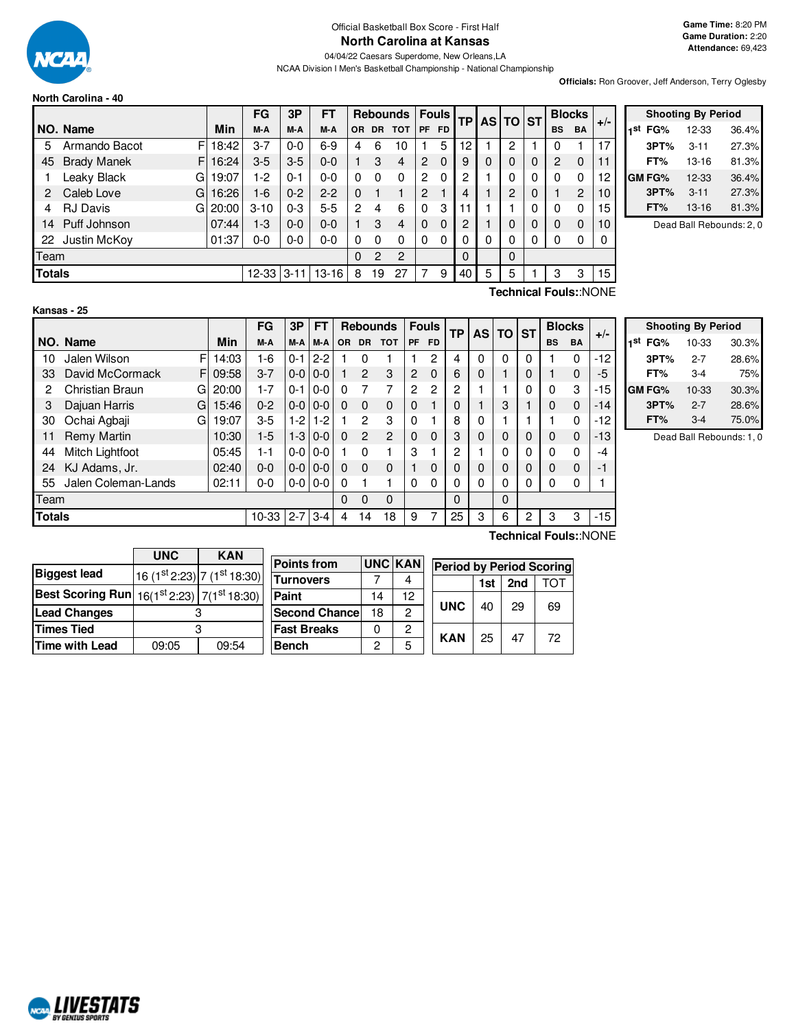Official Basketball Box Score - First Half

# North Carolina at Kansas

04/04/22 Caesars Superdome, New Orleans,LA

NCAA Division I Men's Basketball Championship - National Championship

**Game Time:** 8:20 PM
**Game Duration:** 2:20
**Attendance:** 69,423

**Officials:** Ron Groover, Jeff Anderson, Terry Oglesby

## North Carolina - 40

| NO. | Name | | Min | FG M-A | 3P M-A | FT M-A | Rebounds OR | DR | TOT | Fouls PF | FD | TP | AS | TO | ST | Blocks BS | BA | +/- |
|---|---|---|---|---|---|---|---|---|---|---|---|---|---|---|---|---|---|---|
| 5 | Armando Bacot | F | 18:42 | 3-7 | 0-0 | 6-9 | 4 | 6 | 10 | 1 | 5 | 12 | 1 | 2 | 1 | 0 | 1 | 17 |
| 45 | Brady Manek | F | 16:24 | 3-5 | 3-5 | 0-0 | 1 | 3 | 4 | 2 | 0 | 9 | 0 | 0 | 0 | 2 | 0 | 11 |
| 1 | Leaky Black | G | 19:07 | 1-2 | 0-1 | 0-0 | 0 | 0 | 0 | 2 | 0 | 2 | 1 | 0 | 0 | 0 | 0 | 12 |
| 2 | Caleb Love | G | 16:26 | 1-6 | 0-2 | 2-2 | 0 | 1 | 1 | 2 | 1 | 4 | 1 | 2 | 0 | 1 | 2 | 10 |
| 4 | RJ Davis | G | 20:00 | 3-10 | 0-3 | 5-5 | 2 | 4 | 6 | 0 | 3 | 11 | 1 | 1 | 0 | 0 | 0 | 15 |
| 14 | Puff Johnson | | 07:44 | 1-3 | 0-0 | 0-0 | 1 | 3 | 4 | 0 | 0 | 2 | 1 | 0 | 0 | 0 | 0 | 10 |
| 22 | Justin McKoy | | 01:37 | 0-0 | 0-0 | 0-0 | 0 | 0 | 0 | 0 | 0 | 0 | 0 | 0 | 0 | 0 | 0 | 0 |
| | Team | | | | | | 0 | 2 | 2 | | | 0 | | 0 | | | | |
| | **Totals** | | | 12-33 | 3-11 | 13-16 | 8 | 19 | 27 | 7 | 9 | 40 | 5 | 5 | 1 | 3 | 3 | 15 |

Technical Fouls::NONE

| Shooting By Period | | |
|---|---|---|
| 1st FG% | 12-33 | 36.4% |
| 3PT% | 3-11 | 27.3% |
| FT% | 13-16 | 81.3% |
| GM FG% | 12-33 | 36.4% |
| 3PT% | 3-11 | 27.3% |
| FT% | 13-16 | 81.3% |

Dead Ball Rebounds: 2, 0

## Kansas - 25

| NO. | Name | | Min | FG M-A | 3P M-A | FT M-A | Rebounds OR | DR | TOT | Fouls PF | FD | TP | AS | TO | ST | Blocks BS | BA | +/- |
|---|---|---|---|---|---|---|---|---|---|---|---|---|---|---|---|---|---|---|
| 10 | Jalen Wilson | F | 14:03 | 1-6 | 0-1 | 2-2 | 1 | 0 | 1 | 1 | 2 | 4 | 0 | 0 | 0 | 1 | 0 | -12 |
| 33 | David McCormack | F | 09:58 | 3-7 | 0-0 | 0-0 | 1 | 2 | 3 | 2 | 0 | 6 | 0 | 1 | 0 | 1 | 0 | -5 |
| 2 | Christian Braun | G | 20:00 | 1-7 | 0-1 | 0-0 | 0 | 7 | 7 | 2 | 2 | 2 | 1 | 1 | 0 | 0 | 3 | -15 |
| 3 | Dajuan Harris | G | 15:46 | 0-2 | 0-0 | 0-0 | 0 | 0 | 0 | 0 | 1 | 0 | 1 | 3 | 1 | 0 | 0 | -14 |
| 30 | Ochai Agbaji | G | 19:07 | 3-5 | 1-2 | 1-2 | 1 | 2 | 3 | 0 | 1 | 8 | 0 | 1 | 1 | 1 | 0 | -12 |
| 11 | Remy Martin | | 10:30 | 1-5 | 1-3 | 0-0 | 0 | 2 | 2 | 0 | 0 | 3 | 0 | 0 | 0 | 0 | 0 | -13 |
| 44 | Mitch Lightfoot | | 05:45 | 1-1 | 0-0 | 0-0 | 1 | 0 | 1 | 3 | 1 | 2 | 1 | 0 | 0 | 0 | 0 | -4 |
| 24 | KJ Adams, Jr. | | 02:40 | 0-0 | 0-0 | 0-0 | 0 | 0 | 0 | 1 | 0 | 0 | 0 | 0 | 0 | 0 | 0 | -1 |
| 55 | Jalen Coleman-Lands | | 02:11 | 0-0 | 0-0 | 0-0 | 0 | 1 | 1 | 0 | 0 | 0 | 0 | 0 | 0 | 0 | 0 | 1 |
| | Team | | | | | | 0 | 0 | 0 | | | 0 | | 0 | | | | |
| | **Totals** | | | 10-33 | 2-7 | 3-4 | 4 | 14 | 18 | 9 | 7 | 25 | 3 | 6 | 2 | 3 | 3 | -15 |

Technical Fouls::NONE

| Shooting By Period | | |
|---|---|---|
| 1st FG% | 10-33 | 30.3% |
| 3PT% | 2-7 | 28.6% |
| FT% | 3-4 | 75% |
| GM FG% | 10-33 | 30.3% |
| 3PT% | 2-7 | 28.6% |
| FT% | 3-4 | 75.0% |

Dead Ball Rebounds: 1, 0

| | UNC | KAN |
|---|---|---|
| **Biggest lead** | 16 (1st 2:23) | 7 (1st 18:30) |
| **Best Scoring Run** | 16(1st 2:23) | 7(1st 18:30) |
| **Lead Changes** | 3 | |
| **Times Tied** | 3 | |
| **Time with Lead** | 09:05 | 09:54 |

| Points from | UNC | KAN |
|---|---|---|
| Turnovers | 7 | 4 |
| Paint | 14 | 12 |
| Second Chance | 18 | 2 |
| Fast Breaks | 0 | 2 |
| Bench | 2 | 5 |

| Period by Period Scoring | 1st | 2nd | TOT |
|---|---|---|---|
| UNC | 40 | 29 | 69 |
| KAN | 25 | 47 | 72 |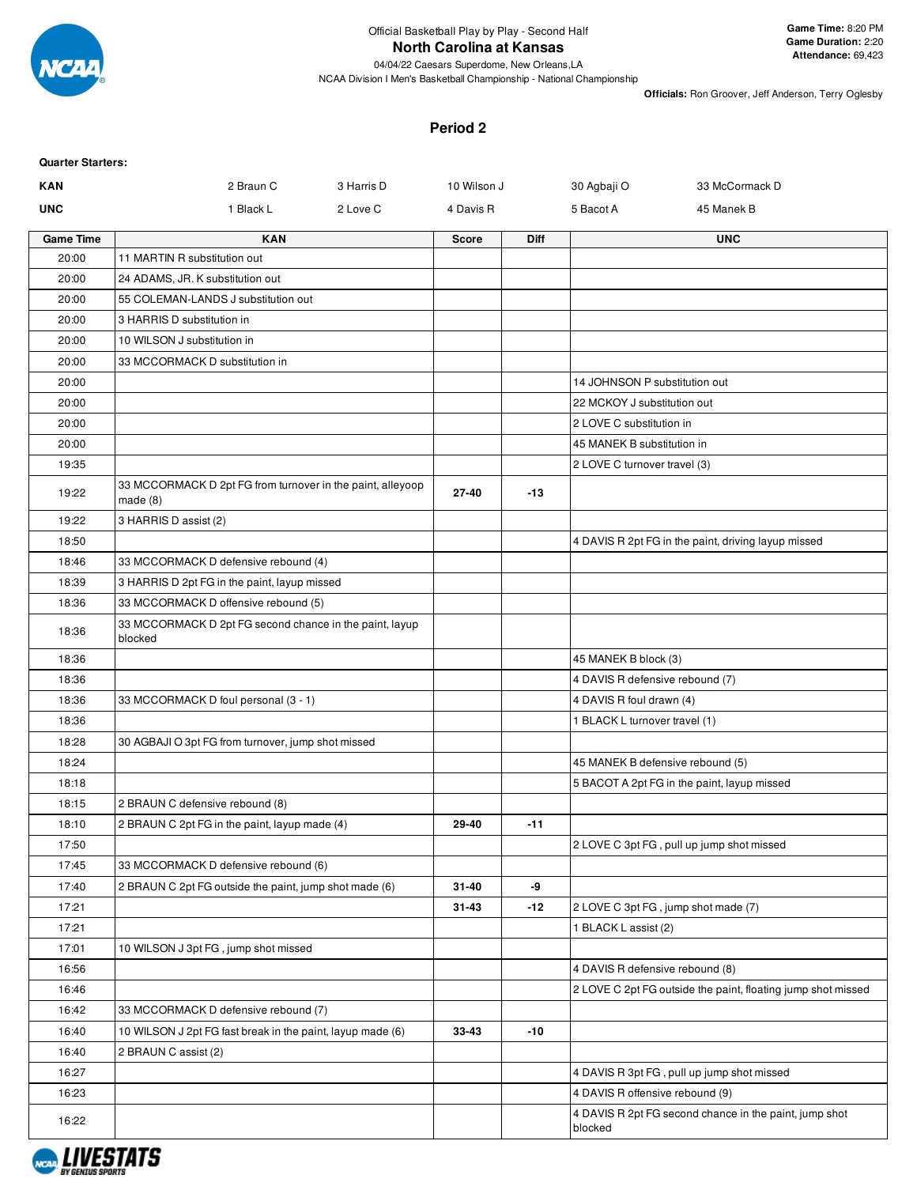Official Basketball Play by Play - Second Half

## North Carolina at Kansas

04/04/22 Caesars Superdome, New Orleans,LA

NCAA Division I Men's Basketball Championship - National Championship

**Game Time:** 8:20 PM
**Game Duration:** 2:20
**Attendance:** 69,423

**Officials:** Ron Groover, Jeff Anderson, Terry Oglesby

### Period 2

**Quarter Starters:**

| | | | | | |
|---|---|---|---|---|---|
| **KAN** | 2 Braun C | 3 Harris D | 10 Wilson J | 30 Agbaji O | 33 McCormack D |
| **UNC** | 1 Black L | 2 Love C | 4 Davis R | 5 Bacot A | 45 Manek B |

| Game Time | KAN | Score | Diff | UNC |
|---|---|---|---|---|
| 20:00 | 11 MARTIN R substitution out | | | |
| 20:00 | 24 ADAMS, JR. K substitution out | | | |
| 20:00 | 55 COLEMAN-LANDS J substitution out | | | |
| 20:00 | 3 HARRIS D substitution in | | | |
| 20:00 | 10 WILSON J substitution in | | | |
| 20:00 | 33 MCCORMACK D substitution in | | | |
| 20:00 | | | | 14 JOHNSON P substitution out |
| 20:00 | | | | 22 MCKOY J substitution out |
| 20:00 | | | | 2 LOVE C substitution in |
| 20:00 | | | | 45 MANEK B substitution in |
| 19:35 | | | | 2 LOVE C turnover travel (3) |
| 19:22 | 33 MCCORMACK D 2pt FG from turnover in the paint, alleyoop made (8) | 27-40 | -13 | |
| 19:22 | 3 HARRIS D assist (2) | | | |
| 18:50 | | | | 4 DAVIS R 2pt FG in the paint, driving layup missed |
| 18:46 | 33 MCCORMACK D defensive rebound (4) | | | |
| 18:39 | 3 HARRIS D 2pt FG in the paint, layup missed | | | |
| 18:36 | 33 MCCORMACK D offensive rebound (5) | | | |
| 18:36 | 33 MCCORMACK D 2pt FG second chance in the paint, layup blocked | | | |
| 18:36 | | | | 45 MANEK B block (3) |
| 18:36 | | | | 4 DAVIS R defensive rebound (7) |
| 18:36 | 33 MCCORMACK D foul personal (3 - 1) | | | 4 DAVIS R foul drawn (4) |
| 18:36 | | | | 1 BLACK L turnover travel (1) |
| 18:28 | 30 AGBAJI O 3pt FG from turnover, jump shot missed | | | |
| 18:24 | | | | 45 MANEK B defensive rebound (5) |
| 18:18 | | | | 5 BACOT A 2pt FG in the paint, layup missed |
| 18:15 | 2 BRAUN C defensive rebound (8) | | | |
| 18:10 | 2 BRAUN C 2pt FG in the paint, layup made (4) | 29-40 | -11 | |
| 17:50 | | | | 2 LOVE C 3pt FG , pull up jump shot missed |
| 17:45 | 33 MCCORMACK D defensive rebound (6) | | | |
| 17:40 | 2 BRAUN C 2pt FG outside the paint, jump shot made (6) | 31-40 | -9 | |
| 17:21 | | 31-43 | -12 | 2 LOVE C 3pt FG , jump shot made (7) |
| 17:21 | | | | 1 BLACK L assist (2) |
| 17:01 | 10 WILSON J 3pt FG , jump shot missed | | | |
| 16:56 | | | | 4 DAVIS R defensive rebound (8) |
| 16:46 | | | | 2 LOVE C 2pt FG outside the paint, floating jump shot missed |
| 16:42 | 33 MCCORMACK D defensive rebound (7) | | | |
| 16:40 | 10 WILSON J 2pt FG fast break in the paint, layup made (6) | 33-43 | -10 | |
| 16:40 | 2 BRAUN C assist (2) | | | |
| 16:27 | | | | 4 DAVIS R 3pt FG , pull up jump shot missed |
| 16:23 | | | | 4 DAVIS R offensive rebound (9) |
| 16:22 | | | | 4 DAVIS R 2pt FG second chance in the paint, jump shot blocked |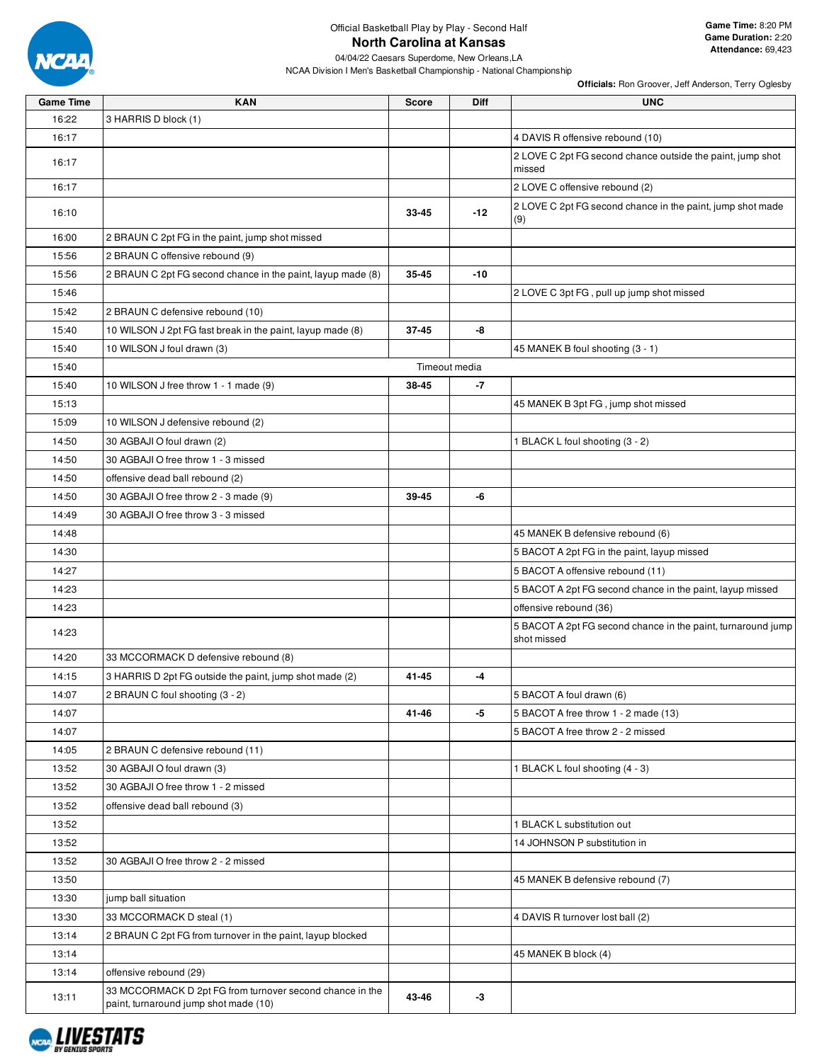Official Basketball Play by Play - Second Half

# North Carolina at Kansas

04/04/22 Caesars Superdome, New Orleans,LA

NCAA Division I Men's Basketball Championship - National Championship

**Game Time:** 8:20 PM
**Game Duration:** 2:20
**Attendance:** 69,423

**Officials:** Ron Groover, Jeff Anderson, Terry Oglesby

| Game Time | KAN | Score | Diff | UNC |
|---|---|---|---|---|
| 16:22 | 3 HARRIS D block (1) | | | |
| 16:17 | | | | 4 DAVIS R offensive rebound (10) |
| 16:17 | | | | 2 LOVE C 2pt FG second chance outside the paint, jump shot missed |
| 16:17 | | | | 2 LOVE C offensive rebound (2) |
| 16:10 | | 33-45 | -12 | 2 LOVE C 2pt FG second chance in the paint, jump shot made (9) |
| 16:00 | 2 BRAUN C 2pt FG in the paint, jump shot missed | | | |
| 15:56 | 2 BRAUN C offensive rebound (9) | | | |
| 15:56 | 2 BRAUN C 2pt FG second chance in the paint, layup made (8) | 35-45 | -10 | |
| 15:46 | | | | 2 LOVE C 3pt FG , pull up jump shot missed |
| 15:42 | 2 BRAUN C defensive rebound (10) | | | |
| 15:40 | 10 WILSON J 2pt FG fast break in the paint, layup made (8) | 37-45 | -8 | |
| 15:40 | 10 WILSON J foul drawn (3) | | | 45 MANEK B foul shooting (3 - 1) |
| 15:40 | Timeout media | | | |
| 15:40 | 10 WILSON J free throw 1 - 1 made (9) | 38-45 | -7 | |
| 15:13 | | | | 45 MANEK B 3pt FG , jump shot missed |
| 15:09 | 10 WILSON J defensive rebound (2) | | | |
| 14:50 | 30 AGBAJI O foul drawn (2) | | | 1 BLACK L foul shooting (3 - 2) |
| 14:50 | 30 AGBAJI O free throw 1 - 3 missed | | | |
| 14:50 | offensive dead ball rebound (2) | | | |
| 14:50 | 30 AGBAJI O free throw 2 - 3 made (9) | 39-45 | -6 | |
| 14:49 | 30 AGBAJI O free throw 3 - 3 missed | | | |
| 14:48 | | | | 45 MANEK B defensive rebound (6) |
| 14:30 | | | | 5 BACOT A 2pt FG in the paint, layup missed |
| 14:27 | | | | 5 BACOT A offensive rebound (11) |
| 14:23 | | | | 5 BACOT A 2pt FG second chance in the paint, layup missed |
| 14:23 | | | | offensive rebound (36) |
| 14:23 | | | | 5 BACOT A 2pt FG second chance in the paint, turnaround jump shot missed |
| 14:20 | 33 MCCORMACK D defensive rebound (8) | | | |
| 14:15 | 3 HARRIS D 2pt FG outside the paint, jump shot made (2) | 41-45 | -4 | |
| 14:07 | 2 BRAUN C foul shooting (3 - 2) | | | 5 BACOT A foul drawn (6) |
| 14:07 | | 41-46 | -5 | 5 BACOT A free throw 1 - 2 made (13) |
| 14:07 | | | | 5 BACOT A free throw 2 - 2 missed |
| 14:05 | 2 BRAUN C defensive rebound (11) | | | |
| 13:52 | 30 AGBAJI O foul drawn (3) | | | 1 BLACK L foul shooting (4 - 3) |
| 13:52 | 30 AGBAJI O free throw 1 - 2 missed | | | |
| 13:52 | offensive dead ball rebound (3) | | | |
| 13:52 | | | | 1 BLACK L substitution out |
| 13:52 | | | | 14 JOHNSON P substitution in |
| 13:52 | 30 AGBAJI O free throw 2 - 2 missed | | | |
| 13:50 | | | | 45 MANEK B defensive rebound (7) |
| 13:30 | jump ball situation | | | |
| 13:30 | 33 MCCORMACK D steal (1) | | | 4 DAVIS R turnover lost ball (2) |
| 13:14 | 2 BRAUN C 2pt FG from turnover in the paint, layup blocked | | | |
| 13:14 | | | | 45 MANEK B block (4) |
| 13:14 | offensive rebound (29) | | | |
| 13:11 | 33 MCCORMACK D 2pt FG from turnover second chance in the paint, turnaround jump shot made (10) | 43-46 | -3 | |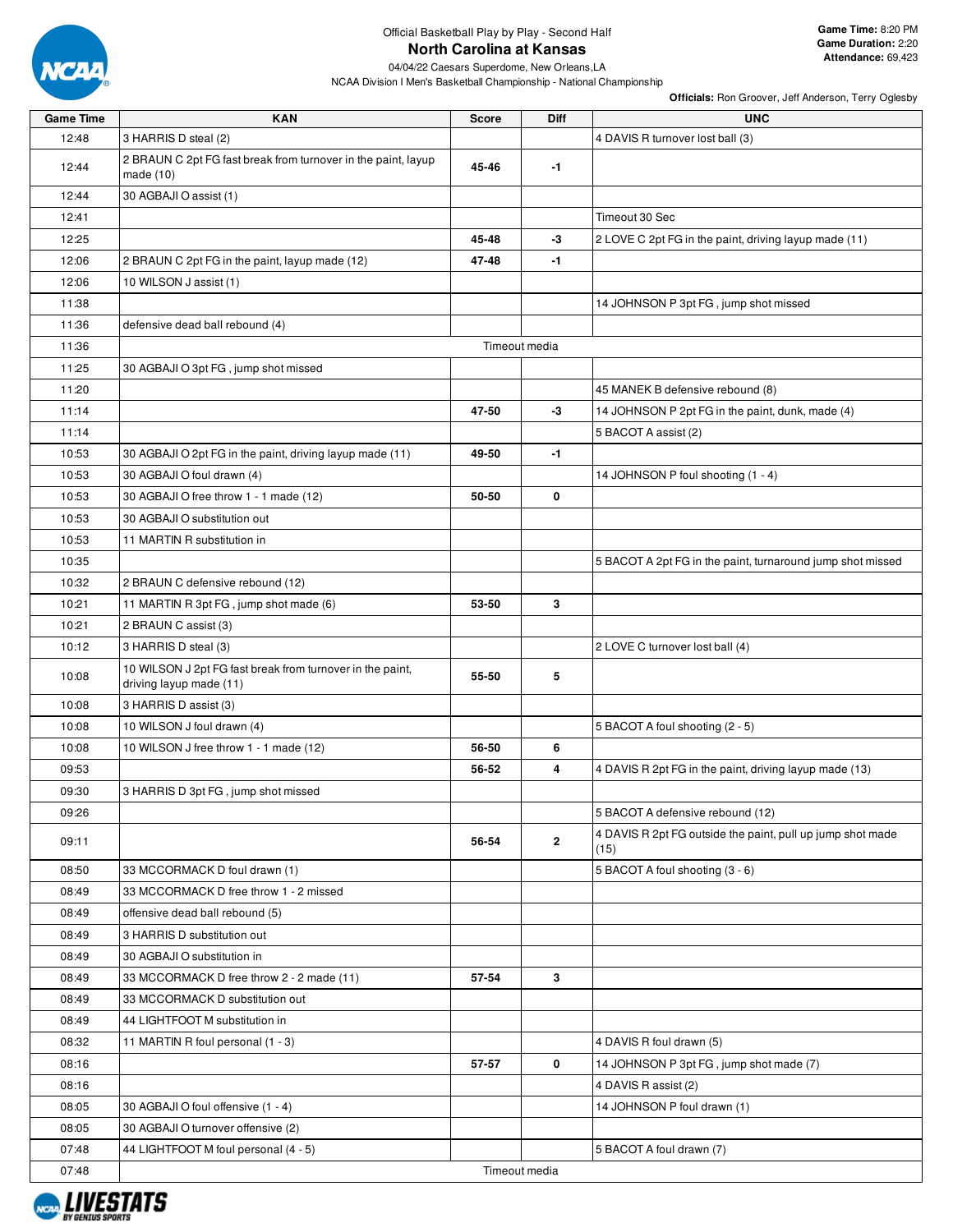Official Basketball Play by Play - Second Half

# North Carolina at Kansas

04/04/22 Caesars Superdome, New Orleans,LA

NCAA Division I Men's Basketball Championship - National Championship

**Game Time:** 8:20 PM
**Game Duration:** 2:20
**Attendance:** 69,423

**Officials:** Ron Groover, Jeff Anderson, Terry Oglesby

| Game Time | KAN | Score | Diff | UNC |
|---|---|---|---|---|
| 12:48 | 3 HARRIS D steal (2) | | | 4 DAVIS R turnover lost ball (3) |
| 12:44 | 2 BRAUN C 2pt FG fast break from turnover in the paint, layup made (10) | 45-46 | -1 | |
| 12:44 | 30 AGBAJI O assist (1) | | | |
| 12:41 | | | | Timeout 30 Sec |
| 12:25 | | 45-48 | -3 | 2 LOVE C 2pt FG in the paint, driving layup made (11) |
| 12:06 | 2 BRAUN C 2pt FG in the paint, layup made (12) | 47-48 | -1 | |
| 12:06 | 10 WILSON J assist (1) | | | |
| 11:38 | | | | 14 JOHNSON P 3pt FG , jump shot missed |
| 11:36 | defensive dead ball rebound (4) | | | |
| 11:36 | | Timeout media | | |
| 11:25 | 30 AGBAJI O 3pt FG , jump shot missed | | | |
| 11:20 | | | | 45 MANEK B defensive rebound (8) |
| 11:14 | | 47-50 | -3 | 14 JOHNSON P 2pt FG in the paint, dunk, made (4) |
| 11:14 | | | | 5 BACOT A assist (2) |
| 10:53 | 30 AGBAJI O 2pt FG in the paint, driving layup made (11) | 49-50 | -1 | |
| 10:53 | 30 AGBAJI O foul drawn (4) | | | 14 JOHNSON P foul shooting (1 - 4) |
| 10:53 | 30 AGBAJI O free throw 1 - 1 made (12) | 50-50 | 0 | |
| 10:53 | 30 AGBAJI O substitution out | | | |
| 10:53 | 11 MARTIN R substitution in | | | |
| 10:35 | | | | 5 BACOT A 2pt FG in the paint, turnaround jump shot missed |
| 10:32 | 2 BRAUN C defensive rebound (12) | | | |
| 10:21 | 11 MARTIN R 3pt FG , jump shot made (6) | 53-50 | 3 | |
| 10:21 | 2 BRAUN C assist (3) | | | |
| 10:12 | 3 HARRIS D steal (3) | | | 2 LOVE C turnover lost ball (4) |
| 10:08 | 10 WILSON J 2pt FG fast break from turnover in the paint, driving layup made (11) | 55-50 | 5 | |
| 10:08 | 3 HARRIS D assist (3) | | | |
| 10:08 | 10 WILSON J foul drawn (4) | | | 5 BACOT A foul shooting (2 - 5) |
| 10:08 | 10 WILSON J free throw 1 - 1 made (12) | 56-50 | 6 | |
| 09:53 | | 56-52 | 4 | 4 DAVIS R 2pt FG in the paint, driving layup made (13) |
| 09:30 | 3 HARRIS D 3pt FG , jump shot missed | | | |
| 09:26 | | | | 5 BACOT A defensive rebound (12) |
| 09:11 | | 56-54 | 2 | 4 DAVIS R 2pt FG outside the paint, pull up jump shot made (15) |
| 08:50 | 33 MCCORMACK D foul drawn (1) | | | 5 BACOT A foul shooting (3 - 6) |
| 08:49 | 33 MCCORMACK D free throw 1 - 2 missed | | | |
| 08:49 | offensive dead ball rebound (5) | | | |
| 08:49 | 3 HARRIS D substitution out | | | |
| 08:49 | 30 AGBAJI O substitution in | | | |
| 08:49 | 33 MCCORMACK D free throw 2 - 2 made (11) | 57-54 | 3 | |
| 08:49 | 33 MCCORMACK D substitution out | | | |
| 08:49 | 44 LIGHTFOOT M substitution in | | | |
| 08:32 | 11 MARTIN R foul personal (1 - 3) | | | 4 DAVIS R foul drawn (5) |
| 08:16 | | 57-57 | 0 | 14 JOHNSON P 3pt FG , jump shot made (7) |
| 08:16 | | | | 4 DAVIS R assist (2) |
| 08:05 | 30 AGBAJI O foul offensive (1 - 4) | | | 14 JOHNSON P foul drawn (1) |
| 08:05 | 30 AGBAJI O turnover offensive (2) | | | |
| 07:48 | 44 LIGHTFOOT M foul personal (4 - 5) | | | 5 BACOT A foul drawn (7) |
| 07:48 | | Timeout media | | |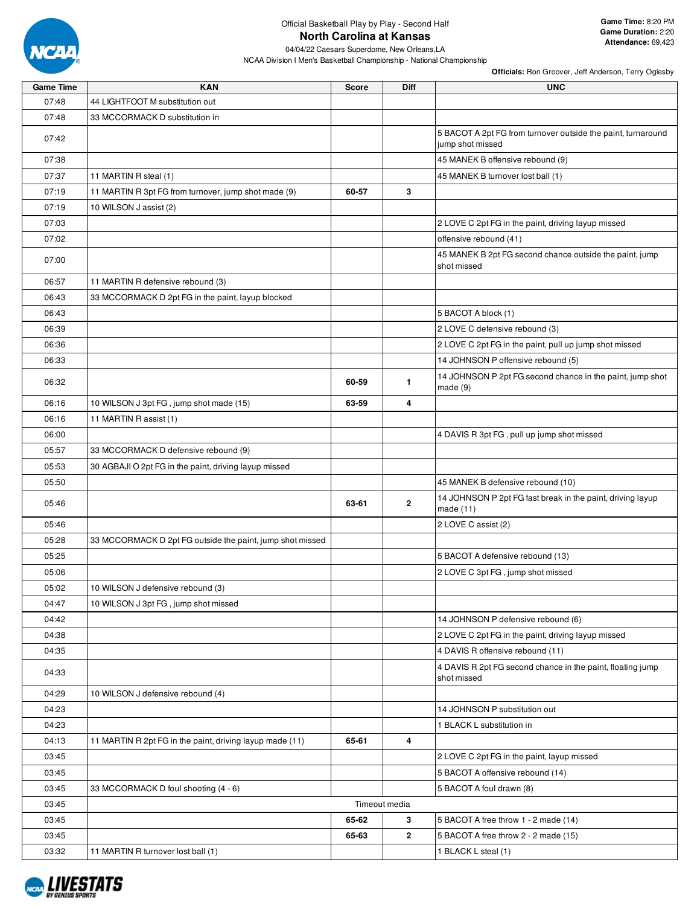Official Basketball Play by Play - Second Half

# North Carolina at Kansas

04/04/22 Caesars Superdome, New Orleans,LA

NCAA Division I Men's Basketball Championship - National Championship

**Game Time:** 8:20 PM
**Game Duration:** 2:20
**Attendance:** 69,423

**Officials:** Ron Groover, Jeff Anderson, Terry Oglesby

| Game Time | KAN | Score | Diff | UNC |
|---|---|---|---|---|
| 07:48 | 44 LIGHTFOOT M substitution out | | | |
| 07:48 | 33 MCCORMACK D substitution in | | | |
| 07:42 | | | | 5 BACOT A 2pt FG from turnover outside the paint, turnaround jump shot missed |
| 07:38 | | | | 45 MANEK B offensive rebound (9) |
| 07:37 | 11 MARTIN R steal (1) | | | 45 MANEK B turnover lost ball (1) |
| 07:19 | 11 MARTIN R 3pt FG from turnover, jump shot made (9) | 60-57 | 3 | |
| 07:19 | 10 WILSON J assist (2) | | | |
| 07:03 | | | | 2 LOVE C 2pt FG in the paint, driving layup missed |
| 07:02 | | | | offensive rebound (41) |
| 07:00 | | | | 45 MANEK B 2pt FG second chance outside the paint, jump shot missed |
| 06:57 | 11 MARTIN R defensive rebound (3) | | | |
| 06:43 | 33 MCCORMACK D 2pt FG in the paint, layup blocked | | | |
| 06:43 | | | | 5 BACOT A block (1) |
| 06:39 | | | | 2 LOVE C defensive rebound (3) |
| 06:36 | | | | 2 LOVE C 2pt FG in the paint, pull up jump shot missed |
| 06:33 | | | | 14 JOHNSON P offensive rebound (5) |
| 06:32 | | 60-59 | 1 | 14 JOHNSON P 2pt FG second chance in the paint, jump shot made (9) |
| 06:16 | 10 WILSON J 3pt FG , jump shot made (15) | 63-59 | 4 | |
| 06:16 | 11 MARTIN R assist (1) | | | |
| 06:00 | | | | 4 DAVIS R 3pt FG , pull up jump shot missed |
| 05:57 | 33 MCCORMACK D defensive rebound (9) | | | |
| 05:53 | 30 AGBAJI O 2pt FG in the paint, driving layup missed | | | |
| 05:50 | | | | 45 MANEK B defensive rebound (10) |
| 05:46 | | 63-61 | 2 | 14 JOHNSON P 2pt FG fast break in the paint, driving layup made (11) |
| 05:46 | | | | 2 LOVE C assist (2) |
| 05:28 | 33 MCCORMACK D 2pt FG outside the paint, jump shot missed | | | |
| 05:25 | | | | 5 BACOT A defensive rebound (13) |
| 05:06 | | | | 2 LOVE C 3pt FG , jump shot missed |
| 05:02 | 10 WILSON J defensive rebound (3) | | | |
| 04:47 | 10 WILSON J 3pt FG , jump shot missed | | | |
| 04:42 | | | | 14 JOHNSON P defensive rebound (6) |
| 04:38 | | | | 2 LOVE C 2pt FG in the paint, driving layup missed |
| 04:35 | | | | 4 DAVIS R offensive rebound (11) |
| 04:33 | | | | 4 DAVIS R 2pt FG second chance in the paint, floating jump shot missed |
| 04:29 | 10 WILSON J defensive rebound (4) | | | |
| 04:23 | | | | 14 JOHNSON P substitution out |
| 04:23 | | | | 1 BLACK L substitution in |
| 04:13 | 11 MARTIN R 2pt FG in the paint, driving layup made (11) | 65-61 | 4 | |
| 03:45 | | | | 2 LOVE C 2pt FG in the paint, layup missed |
| 03:45 | | | | 5 BACOT A offensive rebound (14) |
| 03:45 | 33 MCCORMACK D foul shooting (4 - 6) | | | 5 BACOT A foul drawn (8) |
| 03:45 | Timeout media | | | |
| 03:45 | | 65-62 | 3 | 5 BACOT A free throw 1 - 2 made (14) |
| 03:45 | | 65-63 | 2 | 5 BACOT A free throw 2 - 2 made (15) |
| 03:32 | 11 MARTIN R turnover lost ball (1) | | | 1 BLACK L steal (1) |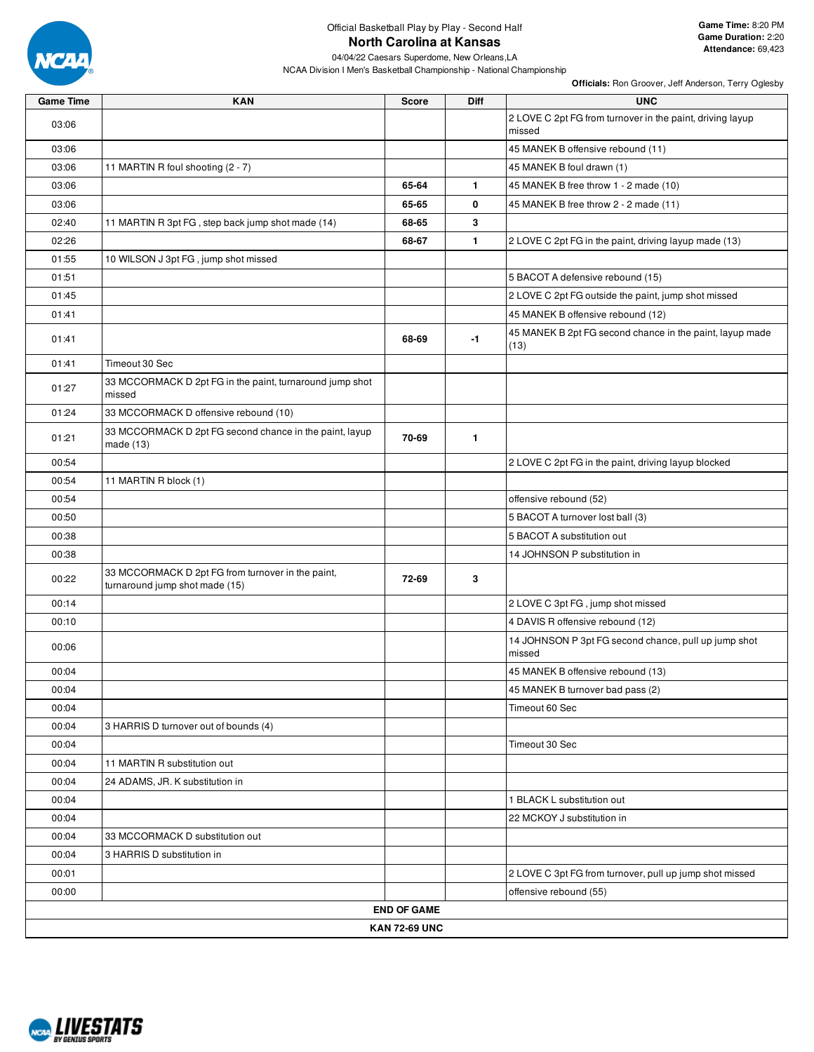Official Basketball Play by Play - Second Half

# North Carolina at Kansas

04/04/22 Caesars Superdome, New Orleans,LA

NCAA Division I Men's Basketball Championship - National Championship

**Game Time:** 8:20 PM
**Game Duration:** 2:20
**Attendance:** 69,423

**Officials:** Ron Groover, Jeff Anderson, Terry Oglesby

| Game Time | KAN | Score | Diff | UNC |
|---|---|---|---|---|
| 03:06 | | | | 2 LOVE C 2pt FG from turnover in the paint, driving layup missed |
| 03:06 | | | | 45 MANEK B offensive rebound (11) |
| 03:06 | 11 MARTIN R foul shooting (2 - 7) | | | 45 MANEK B foul drawn (1) |
| 03:06 | | 65-64 | 1 | 45 MANEK B free throw 1 - 2 made (10) |
| 03:06 | | 65-65 | 0 | 45 MANEK B free throw 2 - 2 made (11) |
| 02:40 | 11 MARTIN R 3pt FG , step back jump shot made (14) | 68-65 | 3 | |
| 02:26 | | 68-67 | 1 | 2 LOVE C 2pt FG in the paint, driving layup made (13) |
| 01:55 | 10 WILSON J 3pt FG , jump shot missed | | | |
| 01:51 | | | | 5 BACOT A defensive rebound (15) |
| 01:45 | | | | 2 LOVE C 2pt FG outside the paint, jump shot missed |
| 01:41 | | | | 45 MANEK B offensive rebound (12) |
| 01:41 | | 68-69 | -1 | 45 MANEK B 2pt FG second chance in the paint, layup made (13) |
| 01:41 | Timeout 30 Sec | | | |
| 01:27 | 33 MCCORMACK D 2pt FG in the paint, turnaround jump shot missed | | | |
| 01:24 | 33 MCCORMACK D offensive rebound (10) | | | |
| 01:21 | 33 MCCORMACK D 2pt FG second chance in the paint, layup made (13) | 70-69 | 1 | |
| 00:54 | | | | 2 LOVE C 2pt FG in the paint, driving layup blocked |
| 00:54 | 11 MARTIN R block (1) | | | |
| 00:54 | | | | offensive rebound (52) |
| 00:50 | | | | 5 BACOT A turnover lost ball (3) |
| 00:38 | | | | 5 BACOT A substitution out |
| 00:38 | | | | 14 JOHNSON P substitution in |
| 00:22 | 33 MCCORMACK D 2pt FG from turnover in the paint, turnaround jump shot made (15) | 72-69 | 3 | |
| 00:14 | | | | 2 LOVE C 3pt FG , jump shot missed |
| 00:10 | | | | 4 DAVIS R offensive rebound (12) |
| 00:06 | | | | 14 JOHNSON P 3pt FG second chance, pull up jump shot missed |
| 00:04 | | | | 45 MANEK B offensive rebound (13) |
| 00:04 | | | | 45 MANEK B turnover bad pass (2) |
| 00:04 | | | | Timeout 60 Sec |
| 00:04 | 3 HARRIS D turnover out of bounds (4) | | | |
| 00:04 | | | | Timeout 30 Sec |
| 00:04 | 11 MARTIN R substitution out | | | |
| 00:04 | 24 ADAMS, JR. K substitution in | | | |
| 00:04 | | | | 1 BLACK L substitution out |
| 00:04 | | | | 22 MCKOY J substitution in |
| 00:04 | 33 MCCORMACK D substitution out | | | |
| 00:04 | 3 HARRIS D substitution in | | | |
| 00:01 | | | | 2 LOVE C 3pt FG from turnover, pull up jump shot missed |
| 00:00 | | | | offensive rebound (55) |
| **END OF GAME** | | | | |
| **KAN 72-69 UNC** | | | | |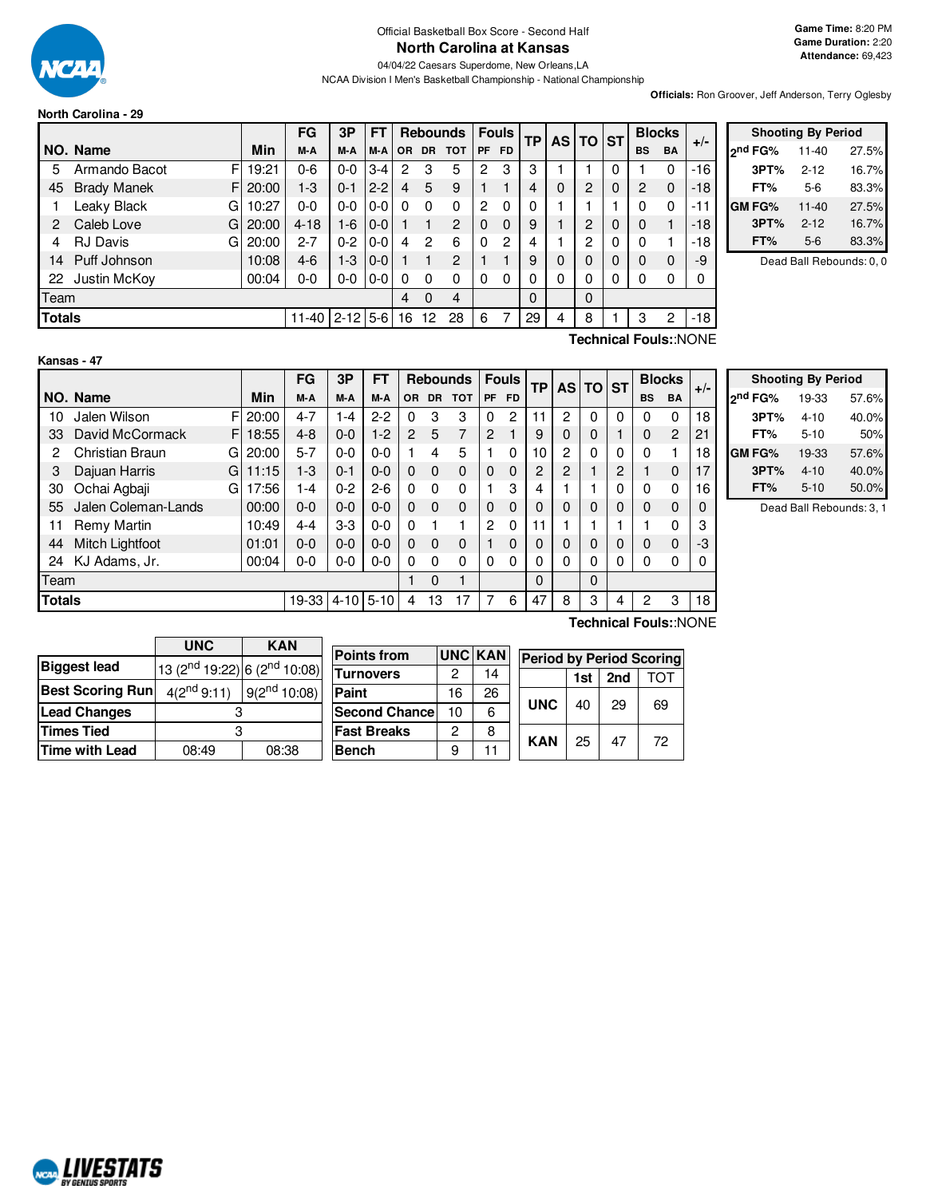Official Basketball Box Score - Second Half

# North Carolina at Kansas

04/04/22 Caesars Superdome, New Orleans,LA

NCAA Division I Men's Basketball Championship - National Championship

**Game Time:** 8:20 PM
**Game Duration:** 2:20
**Attendance:** 69,423

**Officials:** Ron Groover, Jeff Anderson, Terry Oglesby

## North Carolina - 29

| NO. | Name | | Min | FG M-A | 3P M-A | FT M-A | Rebounds OR | DR | TOT | Fouls PF | FD | TP | AS | TO | ST | Blocks BS | BA | +/- |
|---|---|---|---|---|---|---|---|---|---|---|---|---|---|---|---|---|---|---|
| 5 | Armando Bacot | F | 19:21 | 0-6 | 0-0 | 3-4 | 2 | 3 | 5 | 2 | 3 | 3 | 1 | 1 | 0 | 1 | 0 | -16 |
| 45 | Brady Manek | F | 20:00 | 1-3 | 0-1 | 2-2 | 4 | 5 | 9 | 1 | 1 | 4 | 0 | 2 | 0 | 2 | 0 | -18 |
| 1 | Leaky Black | G | 10:27 | 0-0 | 0-0 | 0-0 | 0 | 0 | 0 | 2 | 0 | 0 | 1 | 1 | 1 | 0 | 0 | -11 |
| 2 | Caleb Love | G | 20:00 | 4-18 | 1-6 | 0-0 | 1 | 1 | 2 | 0 | 0 | 9 | 1 | 2 | 0 | 0 | 1 | -18 |
| 4 | RJ Davis | G | 20:00 | 2-7 | 0-2 | 0-0 | 4 | 2 | 6 | 0 | 2 | 4 | 1 | 2 | 0 | 0 | 1 | -18 |
| 14 | Puff Johnson | | 10:08 | 4-6 | 1-3 | 0-0 | 1 | 1 | 2 | 1 | 1 | 9 | 0 | 0 | 0 | 0 | 0 | -9 |
| 22 | Justin McKoy | | 00:04 | 0-0 | 0-0 | 0-0 | 0 | 0 | 0 | 0 | 0 | 0 | 0 | 0 | 0 | 0 | 0 | 0 |
| | Team | | | | | | 4 | 0 | 4 | | | 0 | | 0 | | | | |
| | **Totals** | | | 11-40 | 2-12 | 5-6 | 16 | 12 | 28 | 6 | 7 | 29 | 4 | 8 | 1 | 3 | 2 | -18 |

Technical Fouls::NONE

| Shooting By Period | | |
|---|---|---|
| 2nd FG% | 11-40 | 27.5% |
| 3PT% | 2-12 | 16.7% |
| FT% | 5-6 | 83.3% |
| GM FG% | 11-40 | 27.5% |
| 3PT% | 2-12 | 16.7% |
| FT% | 5-6 | 83.3% |

Dead Ball Rebounds: 0, 0

## Kansas - 47

| NO. | Name | | Min | FG M-A | 3P M-A | FT M-A | Rebounds OR | DR | TOT | Fouls PF | FD | TP | AS | TO | ST | Blocks BS | BA | +/- |
|---|---|---|---|---|---|---|---|---|---|---|---|---|---|---|---|---|---|---|
| 10 | Jalen Wilson | F | 20:00 | 4-7 | 1-4 | 2-2 | 0 | 3 | 3 | 0 | 2 | 11 | 2 | 0 | 0 | 0 | 0 | 18 |
| 33 | David McCormack | F | 18:55 | 4-8 | 0-0 | 1-2 | 2 | 5 | 7 | 2 | 1 | 9 | 0 | 0 | 1 | 0 | 2 | 21 |
| 2 | Christian Braun | G | 20:00 | 5-7 | 0-0 | 0-0 | 1 | 4 | 5 | 1 | 0 | 10 | 2 | 0 | 0 | 0 | 1 | 18 |
| 3 | Dajuan Harris | G | 11:15 | 1-3 | 0-1 | 0-0 | 0 | 0 | 0 | 0 | 0 | 2 | 2 | 1 | 2 | 1 | 0 | 17 |
| 30 | Ochai Agbaji | G | 17:56 | 1-4 | 0-2 | 2-6 | 0 | 0 | 0 | 1 | 3 | 4 | 1 | 1 | 0 | 0 | 0 | 16 |
| 55 | Jalen Coleman-Lands | | 00:00 | 0-0 | 0-0 | 0-0 | 0 | 0 | 0 | 0 | 0 | 0 | 0 | 0 | 0 | 0 | 0 | 0 |
| 11 | Remy Martin | | 10:49 | 4-4 | 3-3 | 0-0 | 0 | 1 | 1 | 2 | 0 | 11 | 1 | 1 | 1 | 1 | 0 | 3 |
| 44 | Mitch Lightfoot | | 01:01 | 0-0 | 0-0 | 0-0 | 0 | 0 | 0 | 1 | 0 | 0 | 0 | 0 | 0 | 0 | 0 | -3 |
| 24 | KJ Adams, Jr. | | 00:04 | 0-0 | 0-0 | 0-0 | 0 | 0 | 0 | 0 | 0 | 0 | 0 | 0 | 0 | 0 | 0 | 0 |
| | Team | | | | | | 1 | 0 | 1 | | | 0 | | 0 | | | | |
| | **Totals** | | | 19-33 | 4-10 | 5-10 | 4 | 13 | 17 | 7 | 6 | 47 | 8 | 3 | 4 | 2 | 3 | 18 |

Technical Fouls::NONE

| Shooting By Period | | |
|---|---|---|
| 2nd FG% | 19-33 | 57.6% |
| 3PT% | 4-10 | 40.0% |
| FT% | 5-10 | 50% |
| GM FG% | 19-33 | 57.6% |
| 3PT% | 4-10 | 40.0% |
| FT% | 5-10 | 50.0% |

Dead Ball Rebounds: 3, 1

| | UNC | KAN |
|---|---|---|
| **Biggest lead** | 13 (2nd 19:22) | 6 (2nd 10:08) |
| **Best Scoring Run** | 4(2nd 9:11) | 9(2nd 10:08) |
| **Lead Changes** | 3 | |
| **Times Tied** | 3 | |
| **Time with Lead** | 08:49 | 08:38 |

| Points from | UNC | KAN |
|---|---|---|
| Turnovers | 2 | 14 |
| Paint | 16 | 26 |
| Second Chance | 10 | 6 |
| Fast Breaks | 2 | 8 |
| Bench | 9 | 11 |

| Period by Period Scoring | 1st | 2nd | TOT |
|---|---|---|---|
| UNC | 40 | 29 | 69 |
| KAN | 25 | 47 | 72 |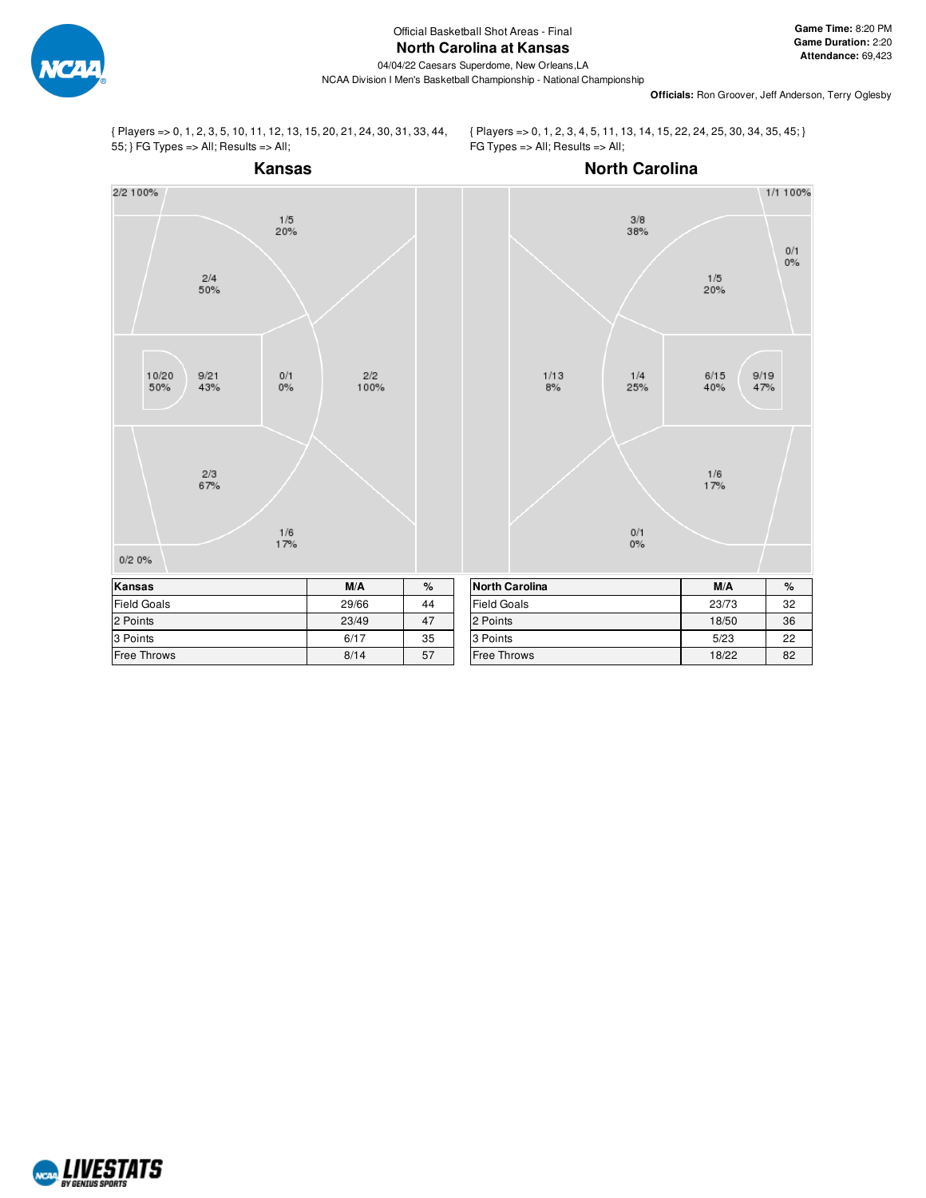Official Basketball Shot Areas - Final

# North Carolina at Kansas

04/04/22 Caesars Superdome, New Orleans,LA

NCAA Division I Men's Basketball Championship - National Championship

**Game Time:** 8:20 PM
**Game Duration:** 2:20
**Attendance:** 69,423

**Officials:** Ron Groover, Jeff Anderson, Terry Oglesby

{ Players => 0, 1, 2, 3, 5, 10, 11, 12, 13, 15, 20, 21, 24, 30, 31, 33, 44, 55; } FG Types => All; Results => All;

## Kansas

2/2 100%

1/5 20%

2/4 50%

10/20 50%

9/21 43%

0/1 0%

2/2 100%

2/3 67%

1/6 17%

0/2 0%

| Kansas | M/A | % |
|---|---|---|
| Field Goals | 29/66 | 44 |
| 2 Points | 23/49 | 47 |
| 3 Points | 6/17 | 35 |
| Free Throws | 8/14 | 57 |

{ Players => 0, 1, 2, 3, 4, 5, 11, 13, 14, 15, 22, 24, 25, 30, 34, 35, 45; } FG Types => All; Results => All;

## North Carolina

1/1 100%

3/8 38%

0/1 0%

1/5 20%

1/13 8%

1/4 25%

6/15 40%

9/19 47%

1/6 17%

0/1 0%

| North Carolina | M/A | % |
|---|---|---|
| Field Goals | 23/73 | 32 |
| 2 Points | 18/50 | 36 |
| 3 Points | 5/23 | 22 |
| Free Throws | 18/22 | 82 |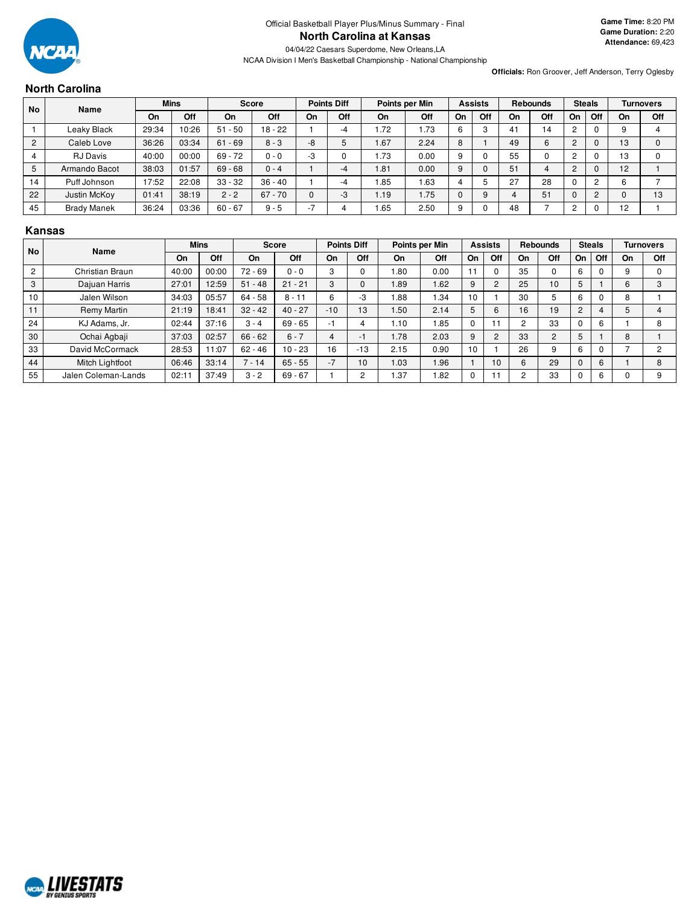Official Basketball Player Plus/Minus Summary - Final

# North Carolina at Kansas

04/04/22 Caesars Superdome, New Orleans,LA

NCAA Division I Men's Basketball Championship - National Championship

**Game Time:** 8:20 PM
**Game Duration:** 2:20
**Attendance:** 69,423

**Officials:** Ron Groover, Jeff Anderson, Terry Oglesby

## North Carolina

| No | Name | Mins | | Score | | Points Diff | | Points per Min | | Assists | | Rebounds | | Steals | | Turnovers | |
|---|---|---|---|---|---|---|---|---|---|---|---|---|---|---|---|---|---|
| | | On | Off | On | Off | On | Off | On | Off | On | Off | On | Off | On | Off | On | Off |
| 1 | Leaky Black | 29:34 | 10:26 | 51 - 50 | 18 - 22 | 1 | -4 | 1.72 | 1.73 | 6 | 3 | 41 | 14 | 2 | 0 | 9 | 4 |
| 2 | Caleb Love | 36:26 | 03:34 | 61 - 69 | 8 - 3 | -8 | 5 | 1.67 | 2.24 | 8 | 1 | 49 | 6 | 2 | 0 | 13 | 0 |
| 4 | RJ Davis | 40:00 | 00:00 | 69 - 72 | 0 - 0 | -3 | 0 | 1.73 | 0.00 | 9 | 0 | 55 | 0 | 2 | 0 | 13 | 0 |
| 5 | Armando Bacot | 38:03 | 01:57 | 69 - 68 | 0 - 4 | 1 | -4 | 1.81 | 0.00 | 9 | 0 | 51 | 4 | 2 | 0 | 12 | 1 |
| 14 | Puff Johnson | 17:52 | 22:08 | 33 - 32 | 36 - 40 | 1 | -4 | 1.85 | 1.63 | 4 | 5 | 27 | 28 | 0 | 2 | 6 | 7 |
| 22 | Justin McKoy | 01:41 | 38:19 | 2 - 2 | 67 - 70 | 0 | -3 | 1.19 | 1.75 | 0 | 9 | 4 | 51 | 0 | 2 | 0 | 13 |
| 45 | Brady Manek | 36:24 | 03:36 | 60 - 67 | 9 - 5 | -7 | 4 | 1.65 | 2.50 | 9 | 0 | 48 | 7 | 2 | 0 | 12 | 1 |

## Kansas

| No | Name | Mins | | Score | | Points Diff | | Points per Min | | Assists | | Rebounds | | Steals | | Turnovers | |
|---|---|---|---|---|---|---|---|---|---|---|---|---|---|---|---|---|---|
| | | On | Off | On | Off | On | Off | On | Off | On | Off | On | Off | On | Off | On | Off |
| 2 | Christian Braun | 40:00 | 00:00 | 72 - 69 | 0 - 0 | 3 | 0 | 1.80 | 0.00 | 11 | 0 | 35 | 0 | 6 | 0 | 9 | 0 |
| 3 | Dajuan Harris | 27:01 | 12:59 | 51 - 48 | 21 - 21 | 3 | 0 | 1.89 | 1.62 | 9 | 2 | 25 | 10 | 5 | 1 | 6 | 3 |
| 10 | Jalen Wilson | 34:03 | 05:57 | 64 - 58 | 8 - 11 | 6 | -3 | 1.88 | 1.34 | 10 | 1 | 30 | 5 | 6 | 0 | 8 | 1 |
| 11 | Remy Martin | 21:19 | 18:41 | 32 - 42 | 40 - 27 | -10 | 13 | 1.50 | 2.14 | 5 | 6 | 16 | 19 | 2 | 4 | 5 | 4 |
| 24 | KJ Adams, Jr. | 02:44 | 37:16 | 3 - 4 | 69 - 65 | -1 | 4 | 1.10 | 1.85 | 0 | 11 | 2 | 33 | 0 | 6 | 1 | 8 |
| 30 | Ochai Agbaji | 37:03 | 02:57 | 66 - 62 | 6 - 7 | 4 | -1 | 1.78 | 2.03 | 9 | 2 | 33 | 2 | 5 | 1 | 8 | 1 |
| 33 | David McCormack | 28:53 | 11:07 | 62 - 46 | 10 - 23 | 16 | -13 | 2.15 | 0.90 | 10 | 1 | 26 | 9 | 6 | 0 | 7 | 2 |
| 44 | Mitch Lightfoot | 06:46 | 33:14 | 7 - 14 | 65 - 55 | -7 | 10 | 1.03 | 1.96 | 1 | 10 | 6 | 29 | 0 | 6 | 1 | 8 |
| 55 | Jalen Coleman-Lands | 02:11 | 37:49 | 3 - 2 | 69 - 67 | 1 | 2 | 1.37 | 1.82 | 0 | 11 | 2 | 33 | 0 | 6 | 0 | 9 |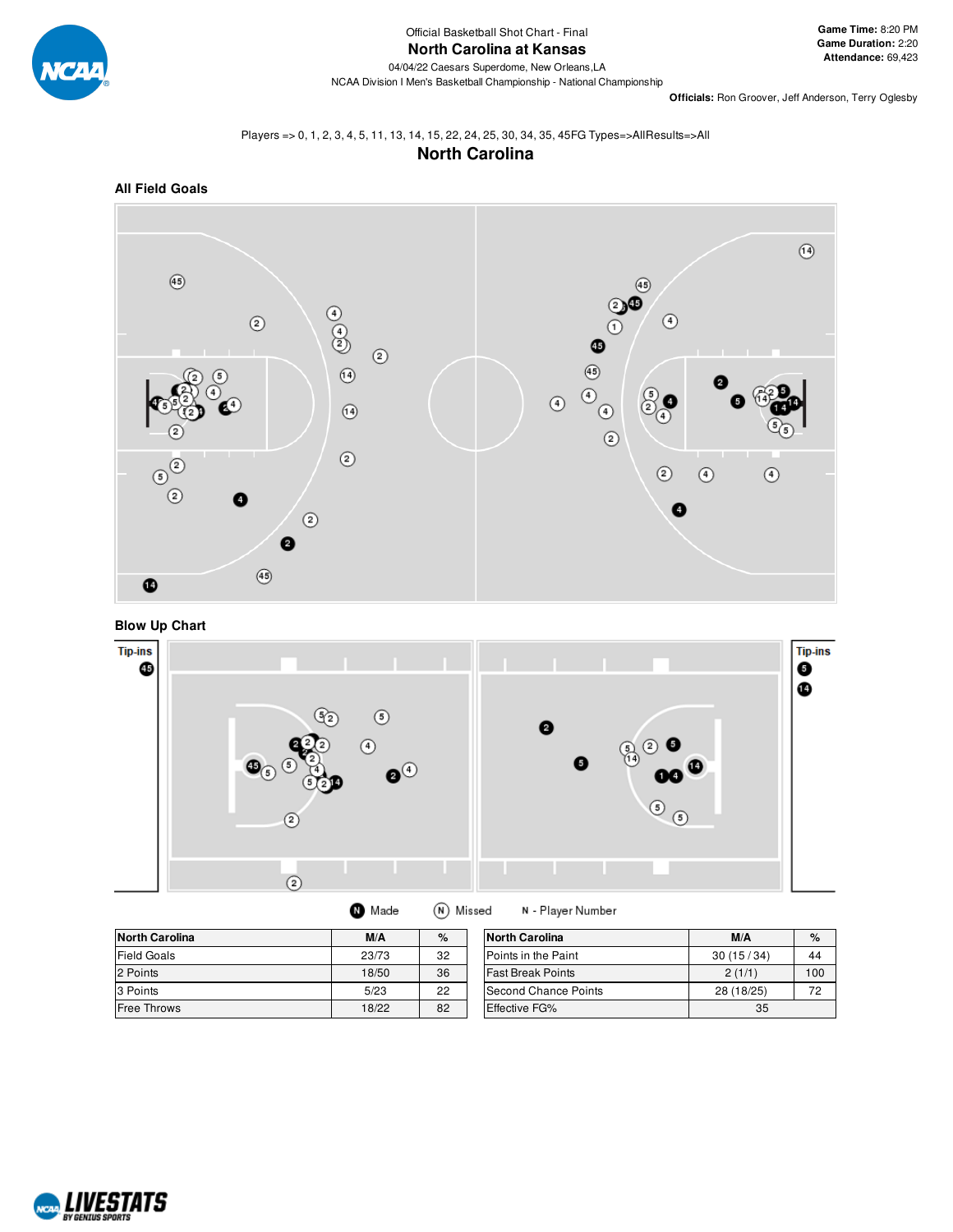Official Basketball Shot Chart - Final

# North Carolina at Kansas

04/04/22 Caesars Superdome, New Orleans,LA

NCAA Division I Men's Basketball Championship - National Championship

**Game Time:** 8:20 PM
**Game Duration:** 2:20
**Attendance:** 69,423

**Officials:** Ron Groover, Jeff Anderson, Terry Oglesby

Players => 0, 1, 2, 3, 4, 5, 11, 13, 14, 15, 22, 24, 25, 30, 34, 35, 45FG Types=>AllResults=>All

## North Carolina

### All Field Goals

### Blow Up Chart

Tip-ins

Tip-ins

Made | Missed | N - Player Number

| North Carolina | M/A | % |
|---|---|---|
| Field Goals | 23/73 | 32 |
| 2 Points | 18/50 | 36 |
| 3 Points | 5/23 | 22 |
| Free Throws | 18/22 | 82 |

| North Carolina | M/A | % |
|---|---|---|
| Points in the Paint | 30 (15 / 34) | 44 |
| Fast Break Points | 2 (1/1) | 100 |
| Second Chance Points | 28 (18/25) | 72 |
| Effective FG% | 35 | |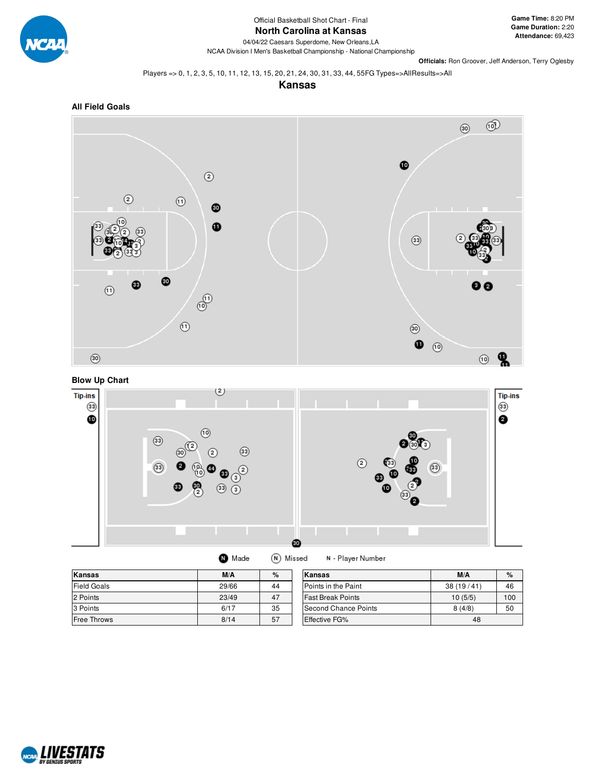Official Basketball Shot Chart - Final

# North Carolina at Kansas

04/04/22 Caesars Superdome, New Orleans,LA

NCAA Division I Men's Basketball Championship - National Championship

**Game Time:** 8:20 PM
**Game Duration:** 2:20
**Attendance:** 69,423

**Officials:** Ron Groover, Jeff Anderson, Terry Oglesby

Players => 0, 1, 2, 3, 5, 10, 11, 12, 13, 15, 20, 21, 24, 30, 31, 33, 44, 55FG Types=>AllResults=>All

## Kansas

### All Field Goals

### Blow Up Chart

Tip-ins

Made &nbsp;&nbsp; Missed &nbsp;&nbsp; N - Player Number

| Kansas | M/A | % |
|---|---|---|
| Field Goals | 29/66 | 44 |
| 2 Points | 23/49 | 47 |
| 3 Points | 6/17 | 35 |
| Free Throws | 8/14 | 57 |

| Kansas | M/A | % |
|---|---|---|
| Points in the Paint | 38 (19 / 41) | 46 |
| Fast Break Points | 10 (5/5) | 100 |
| Second Chance Points | 8 (4/8) | 50 |
| Effective FG% | 48 | |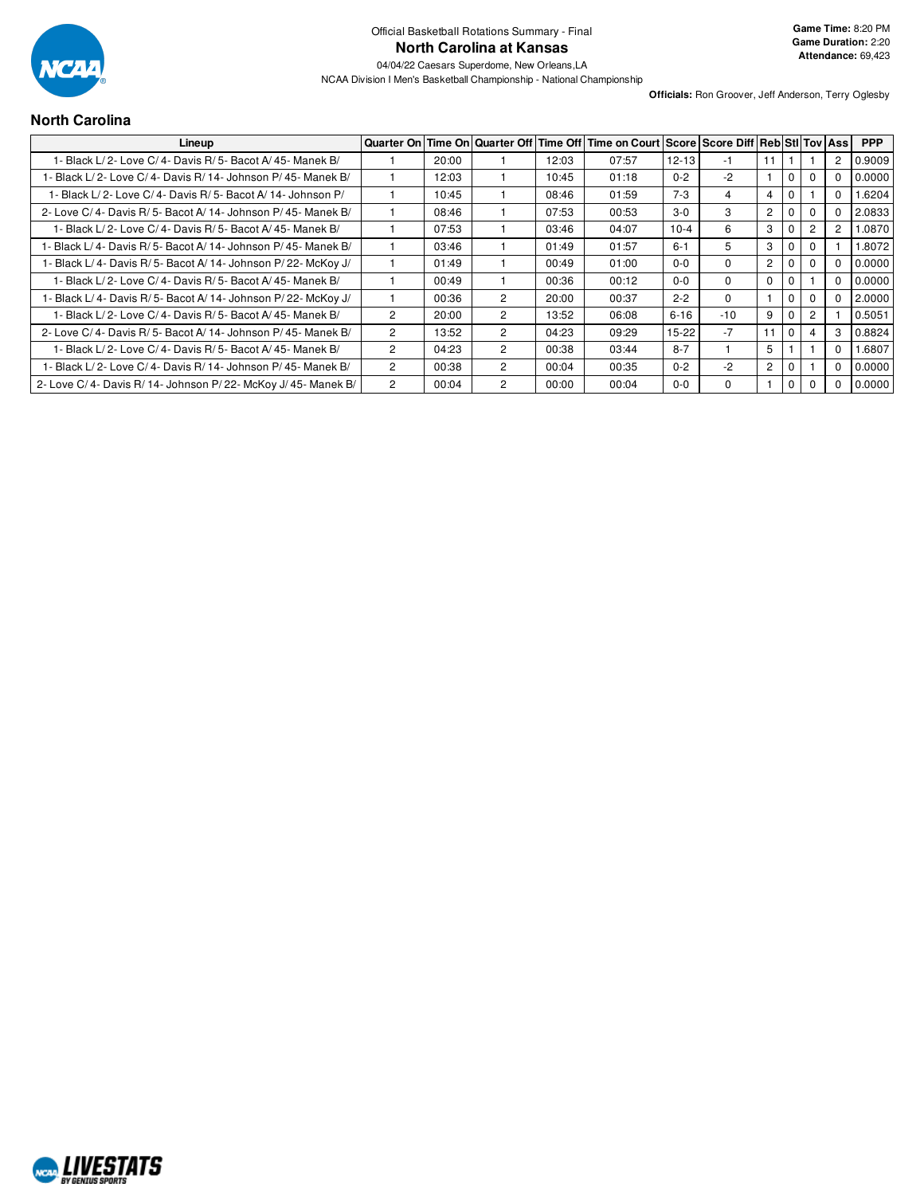Official Basketball Rotations Summary - Final

# North Carolina at Kansas

04/04/22 Caesars Superdome, New Orleans,LA

NCAA Division I Men's Basketball Championship - National Championship

**Game Time:** 8:20 PM
**Game Duration:** 2:20
**Attendance:** 69,423

**Officials:** Ron Groover, Jeff Anderson, Terry Oglesby

## North Carolina

| Lineup | Quarter On | Time On | Quarter Off | Time Off | Time on Court | Score | Score Diff | Reb | Stl | Tov | Ass | PPP |
|---|---|---|---|---|---|---|---|---|---|---|---|---|
| 1- Black L/ 2- Love C/ 4- Davis R/ 5- Bacot A/ 45- Manek B/ | 1 | 20:00 | 1 | 12:03 | 07:57 | 12-13 | -1 | 11 | 1 | 1 | 2 | 0.9009 |
| 1- Black L/ 2- Love C/ 4- Davis R/ 14- Johnson P/ 45- Manek B/ | 1 | 12:03 | 1 | 10:45 | 01:18 | 0-2 | -2 | 1 | 0 | 0 | 0 | 0.0000 |
| 1- Black L/ 2- Love C/ 4- Davis R/ 5- Bacot A/ 14- Johnson P/ | 1 | 10:45 | 1 | 08:46 | 01:59 | 7-3 | 4 | 4 | 0 | 1 | 0 | 1.6204 |
| 2- Love C/ 4- Davis R/ 5- Bacot A/ 14- Johnson P/ 45- Manek B/ | 1 | 08:46 | 1 | 07:53 | 00:53 | 3-0 | 3 | 2 | 0 | 0 | 0 | 2.0833 |
| 1- Black L/ 2- Love C/ 4- Davis R/ 5- Bacot A/ 45- Manek B/ | 1 | 07:53 | 1 | 03:46 | 04:07 | 10-4 | 6 | 3 | 0 | 2 | 2 | 1.0870 |
| 1- Black L/ 4- Davis R/ 5- Bacot A/ 14- Johnson P/ 45- Manek B/ | 1 | 03:46 | 1 | 01:49 | 01:57 | 6-1 | 5 | 3 | 0 | 0 | 1 | 1.8072 |
| 1- Black L/ 4- Davis R/ 5- Bacot A/ 14- Johnson P/ 22- McKoy J/ | 1 | 01:49 | 1 | 00:49 | 01:00 | 0-0 | 0 | 2 | 0 | 0 | 0 | 0.0000 |
| 1- Black L/ 2- Love C/ 4- Davis R/ 5- Bacot A/ 45- Manek B/ | 1 | 00:49 | 1 | 00:36 | 00:12 | 0-0 | 0 | 0 | 0 | 1 | 0 | 0.0000 |
| 1- Black L/ 4- Davis R/ 5- Bacot A/ 14- Johnson P/ 22- McKoy J/ | 1 | 00:36 | 2 | 20:00 | 00:37 | 2-2 | 0 | 1 | 0 | 0 | 0 | 2.0000 |
| 1- Black L/ 2- Love C/ 4- Davis R/ 5- Bacot A/ 45- Manek B/ | 2 | 20:00 | 2 | 13:52 | 06:08 | 6-16 | -10 | 9 | 0 | 2 | 1 | 0.5051 |
| 2- Love C/ 4- Davis R/ 5- Bacot A/ 14- Johnson P/ 45- Manek B/ | 2 | 13:52 | 2 | 04:23 | 09:29 | 15-22 | -7 | 11 | 0 | 4 | 3 | 0.8824 |
| 1- Black L/ 2- Love C/ 4- Davis R/ 5- Bacot A/ 45- Manek B/ | 2 | 04:23 | 2 | 00:38 | 03:44 | 8-7 | 1 | 5 | 1 | 1 | 0 | 1.6807 |
| 1- Black L/ 2- Love C/ 4- Davis R/ 14- Johnson P/ 45- Manek B/ | 2 | 00:38 | 2 | 00:04 | 00:35 | 0-2 | -2 | 2 | 0 | 1 | 0 | 0.0000 |
| 2- Love C/ 4- Davis R/ 14- Johnson P/ 22- McKoy J/ 45- Manek B/ | 2 | 00:04 | 2 | 00:00 | 00:04 | 0-0 | 0 | 1 | 0 | 0 | 0 | 0.0000 |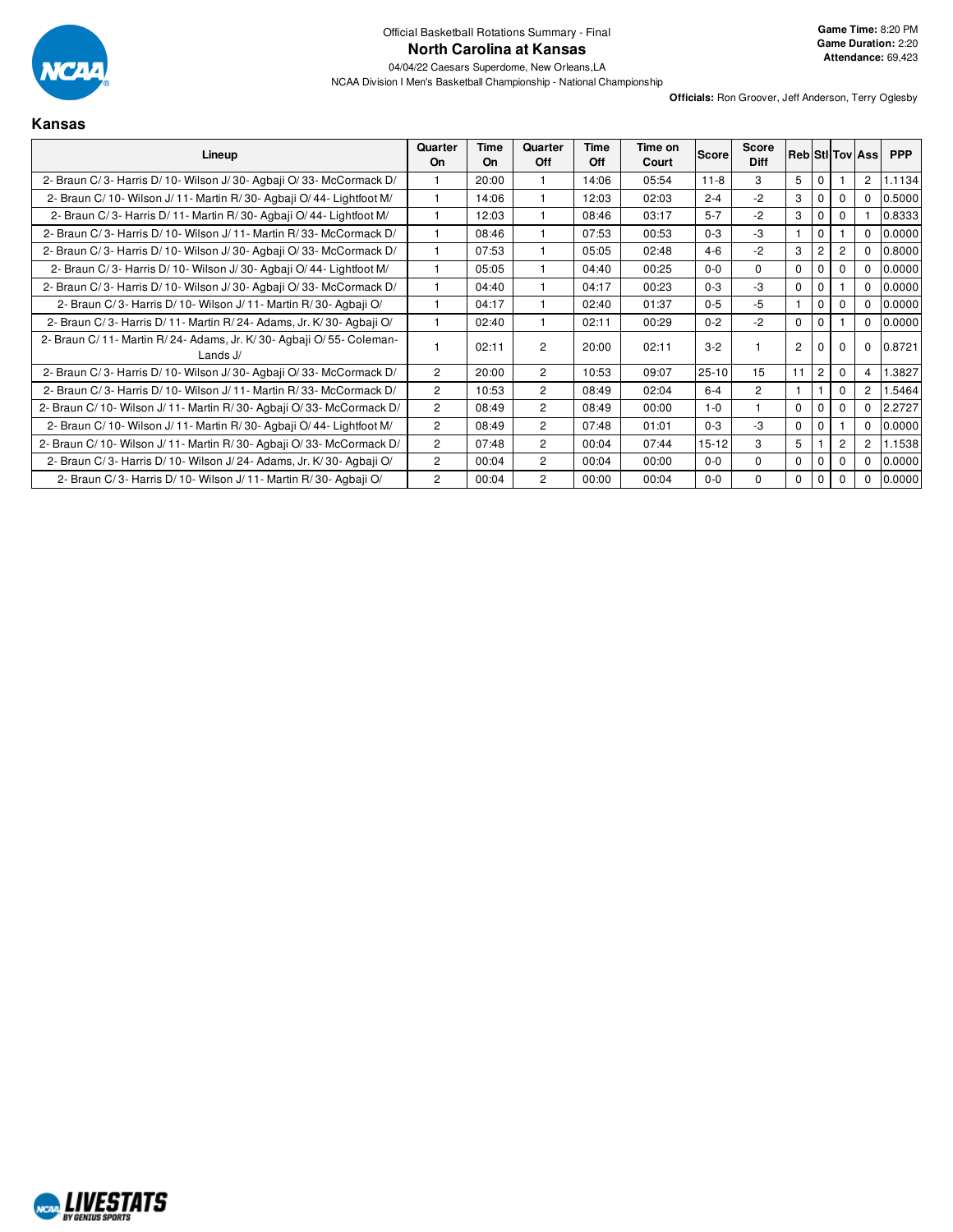Official Basketball Rotations Summary - Final

# North Carolina at Kansas

04/04/22 Caesars Superdome, New Orleans,LA

NCAA Division I Men's Basketball Championship - National Championship

**Game Time:** 8:20 PM
**Game Duration:** 2:20
**Attendance:** 69,423

**Officials:** Ron Groover, Jeff Anderson, Terry Oglesby

## Kansas

| Lineup | Quarter On | Time On | Quarter Off | Time Off | Time on Court | Score | Score Diff | Reb | Stl | Tov | Ass | PPP |
|---|---|---|---|---|---|---|---|---|---|---|---|---|
| 2- Braun C/ 3- Harris D/ 10- Wilson J/ 30- Agbaji O/ 33- McCormack D/ | 1 | 20:00 | 1 | 14:06 | 05:54 | 11-8 | 3 | 5 | 0 | 1 | 2 | 1.1134 |
| 2- Braun C/ 10- Wilson J/ 11- Martin R/ 30- Agbaji O/ 44- Lightfoot M/ | 1 | 14:06 | 1 | 12:03 | 02:03 | 2-4 | -2 | 3 | 0 | 0 | 0 | 0.5000 |
| 2- Braun C/ 3- Harris D/ 11- Martin R/ 30- Agbaji O/ 44- Lightfoot M/ | 1 | 12:03 | 1 | 08:46 | 03:17 | 5-7 | -2 | 3 | 0 | 0 | 1 | 0.8333 |
| 2- Braun C/ 3- Harris D/ 10- Wilson J/ 11- Martin R/ 33- McCormack D/ | 1 | 08:46 | 1 | 07:53 | 00:53 | 0-3 | -3 | 1 | 0 | 1 | 0 | 0.0000 |
| 2- Braun C/ 3- Harris D/ 10- Wilson J/ 30- Agbaji O/ 33- McCormack D/ | 1 | 07:53 | 1 | 05:05 | 02:48 | 4-6 | -2 | 3 | 2 | 2 | 0 | 0.8000 |
| 2- Braun C/ 3- Harris D/ 10- Wilson J/ 30- Agbaji O/ 44- Lightfoot M/ | 1 | 05:05 | 1 | 04:40 | 00:25 | 0-0 | 0 | 0 | 0 | 0 | 0 | 0.0000 |
| 2- Braun C/ 3- Harris D/ 10- Wilson J/ 30- Agbaji O/ 33- McCormack D/ | 1 | 04:40 | 1 | 04:17 | 00:23 | 0-3 | -3 | 0 | 0 | 1 | 0 | 0.0000 |
| 2- Braun C/ 3- Harris D/ 10- Wilson J/ 11- Martin R/ 30- Agbaji O/ | 1 | 04:17 | 1 | 02:40 | 01:37 | 0-5 | -5 | 1 | 0 | 0 | 0 | 0.0000 |
| 2- Braun C/ 3- Harris D/ 11- Martin R/ 24- Adams, Jr. K/ 30- Agbaji O/ | 1 | 02:40 | 1 | 02:11 | 00:29 | 0-2 | -2 | 0 | 0 | 1 | 0 | 0.0000 |
| 2- Braun C/ 11- Martin R/ 24- Adams, Jr. K/ 30- Agbaji O/ 55- Coleman-Lands J/ | 1 | 02:11 | 2 | 20:00 | 02:11 | 3-2 | 1 | 2 | 0 | 0 | 0 | 0.8721 |
| 2- Braun C/ 3- Harris D/ 10- Wilson J/ 30- Agbaji O/ 33- McCormack D/ | 2 | 20:00 | 2 | 10:53 | 09:07 | 25-10 | 15 | 11 | 2 | 0 | 4 | 1.3827 |
| 2- Braun C/ 3- Harris D/ 10- Wilson J/ 11- Martin R/ 33- McCormack D/ | 2 | 10:53 | 2 | 08:49 | 02:04 | 6-4 | 2 | 1 | 1 | 0 | 2 | 1.5464 |
| 2- Braun C/ 10- Wilson J/ 11- Martin R/ 30- Agbaji O/ 33- McCormack D/ | 2 | 08:49 | 2 | 08:49 | 00:00 | 1-0 | 1 | 0 | 0 | 0 | 0 | 2.2727 |
| 2- Braun C/ 10- Wilson J/ 11- Martin R/ 30- Agbaji O/ 44- Lightfoot M/ | 2 | 08:49 | 2 | 07:48 | 01:01 | 0-3 | -3 | 0 | 0 | 1 | 0 | 0.0000 |
| 2- Braun C/ 10- Wilson J/ 11- Martin R/ 30- Agbaji O/ 33- McCormack D/ | 2 | 07:48 | 2 | 00:04 | 07:44 | 15-12 | 3 | 5 | 1 | 2 | 2 | 1.1538 |
| 2- Braun C/ 3- Harris D/ 10- Wilson J/ 24- Adams, Jr. K/ 30- Agbaji O/ | 2 | 00:04 | 2 | 00:04 | 00:00 | 0-0 | 0 | 0 | 0 | 0 | 0 | 0.0000 |
| 2- Braun C/ 3- Harris D/ 10- Wilson J/ 11- Martin R/ 30- Agbaji O/ | 2 | 00:04 | 2 | 00:00 | 00:04 | 0-0 | 0 | 0 | 0 | 0 | 0 | 0.0000 |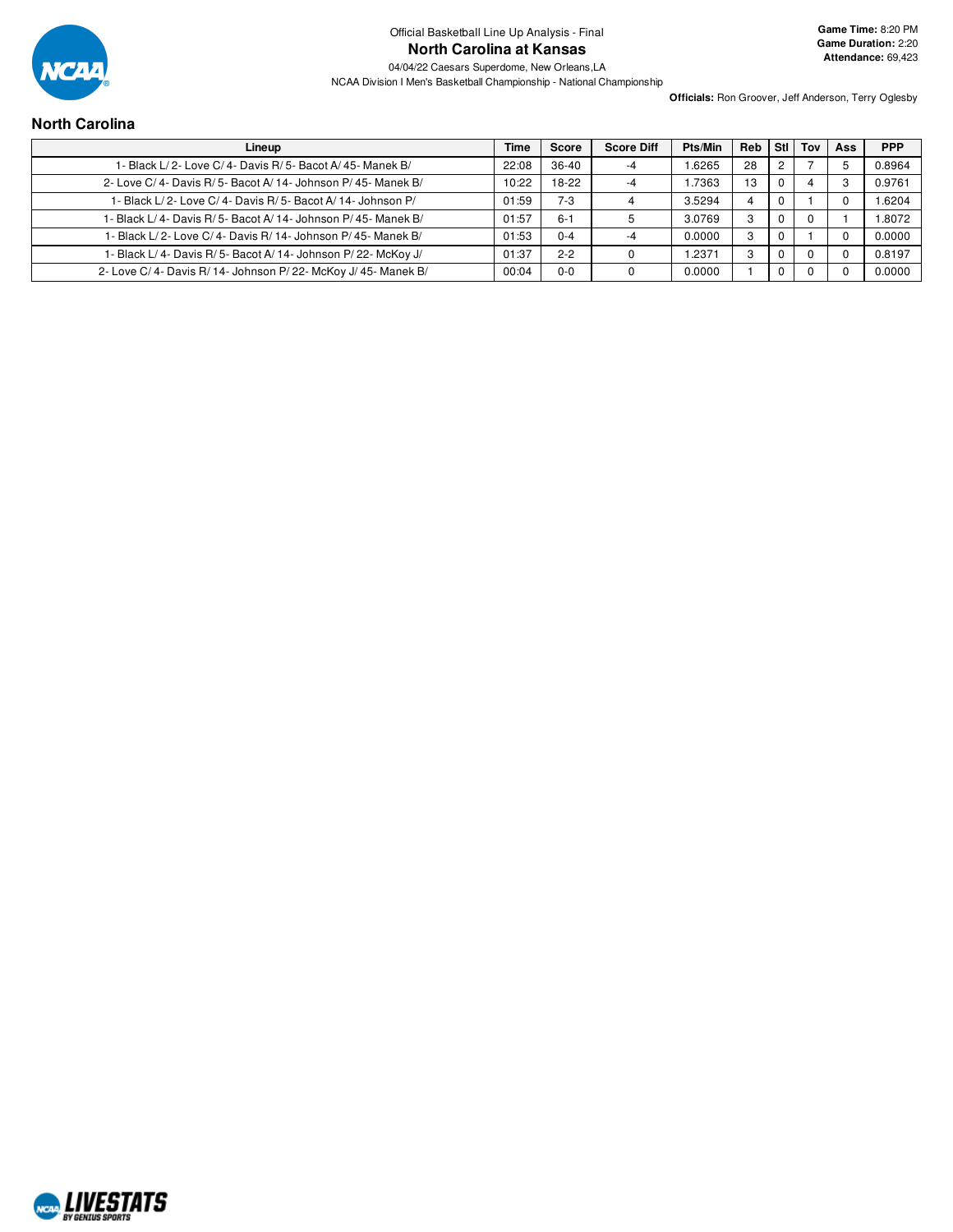Official Basketball Line Up Analysis - Final

**North Carolina at Kansas**

04/04/22 Caesars Superdome, New Orleans,LA

NCAA Division I Men's Basketball Championship - National Championship

**Game Time:** 8:20 PM
**Game Duration:** 2:20
**Attendance:** 69,423

**Officials:** Ron Groover, Jeff Anderson, Terry Oglesby

## North Carolina

| Lineup | Time | Score | Score Diff | Pts/Min | Reb | Stl | Tov | Ass | PPP |
|---|---|---|---|---|---|---|---|---|---|
| 1- Black L/ 2- Love C/ 4- Davis R/ 5- Bacot A/ 45- Manek B/ | 22:08 | 36-40 | -4 | 1.6265 | 28 | 2 | 7 | 5 | 0.8964 |
| 2- Love C/ 4- Davis R/ 5- Bacot A/ 14- Johnson P/ 45- Manek B/ | 10:22 | 18-22 | -4 | 1.7363 | 13 | 0 | 4 | 3 | 0.9761 |
| 1- Black L/ 2- Love C/ 4- Davis R/ 5- Bacot A/ 14- Johnson P/ | 01:59 | 7-3 | 4 | 3.5294 | 4 | 0 | 1 | 0 | 1.6204 |
| 1- Black L/ 4- Davis R/ 5- Bacot A/ 14- Johnson P/ 45- Manek B/ | 01:57 | 6-1 | 5 | 3.0769 | 3 | 0 | 0 | 1 | 1.8072 |
| 1- Black L/ 2- Love C/ 4- Davis R/ 14- Johnson P/ 45- Manek B/ | 01:53 | 0-4 | -4 | 0.0000 | 3 | 0 | 1 | 0 | 0.0000 |
| 1- Black L/ 4- Davis R/ 5- Bacot A/ 14- Johnson P/ 22- McKoy J/ | 01:37 | 2-2 | 0 | 1.2371 | 3 | 0 | 0 | 0 | 0.8197 |
| 2- Love C/ 4- Davis R/ 14- Johnson P/ 22- McKoy J/ 45- Manek B/ | 00:04 | 0-0 | 0 | 0.0000 | 1 | 0 | 0 | 0 | 0.0000 |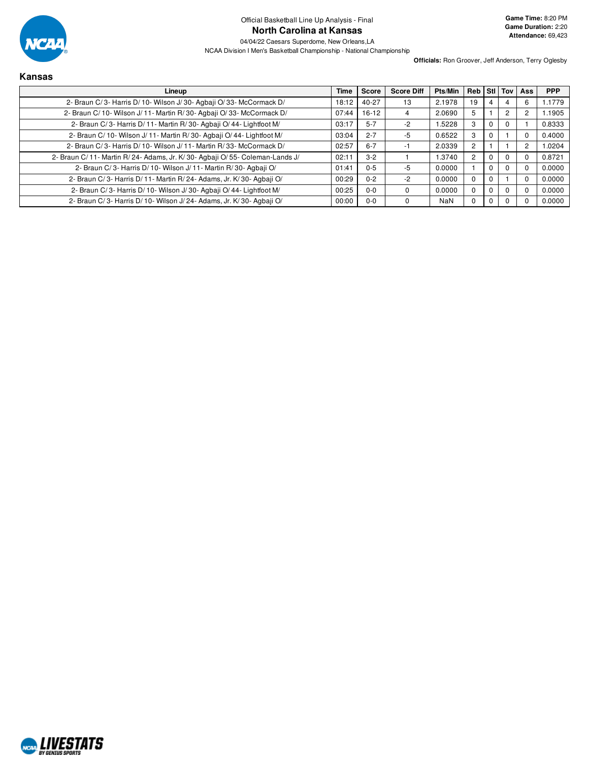Official Basketball Line Up Analysis - Final

# North Carolina at Kansas

04/04/22 Caesars Superdome, New Orleans,LA

NCAA Division I Men's Basketball Championship - National Championship

**Game Time:** 8:20 PM
**Game Duration:** 2:20
**Attendance:** 69,423

**Officials:** Ron Groover, Jeff Anderson, Terry Oglesby

## Kansas

| Lineup | Time | Score | Score Diff | Pts/Min | Reb | Stl | Tov | Ass | PPP |
|---|---|---|---|---|---|---|---|---|---|
| 2- Braun C/ 3- Harris D/ 10- Wilson J/ 30- Agbaji O/ 33- McCormack D/ | 18:12 | 40-27 | 13 | 2.1978 | 19 | 4 | 4 | 6 | 1.1779 |
| 2- Braun C/ 10- Wilson J/ 11- Martin R/ 30- Agbaji O/ 33- McCormack D/ | 07:44 | 16-12 | 4 | 2.0690 | 5 | 1 | 2 | 2 | 1.1905 |
| 2- Braun C/ 3- Harris D/ 11- Martin R/ 30- Agbaji O/ 44- Lightfoot M/ | 03:17 | 5-7 | -2 | 1.5228 | 3 | 0 | 0 | 1 | 0.8333 |
| 2- Braun C/ 10- Wilson J/ 11- Martin R/ 30- Agbaji O/ 44- Lightfoot M/ | 03:04 | 2-7 | -5 | 0.6522 | 3 | 0 | 1 | 0 | 0.4000 |
| 2- Braun C/ 3- Harris D/ 10- Wilson J/ 11- Martin R/ 33- McCormack D/ | 02:57 | 6-7 | -1 | 2.0339 | 2 | 1 | 1 | 2 | 1.0204 |
| 2- Braun C/ 11- Martin R/ 24- Adams, Jr. K/ 30- Agbaji O/ 55- Coleman-Lands J/ | 02:11 | 3-2 | 1 | 1.3740 | 2 | 0 | 0 | 0 | 0.8721 |
| 2- Braun C/ 3- Harris D/ 10- Wilson J/ 11- Martin R/ 30- Agbaji O/ | 01:41 | 0-5 | -5 | 0.0000 | 1 | 0 | 0 | 0 | 0.0000 |
| 2- Braun C/ 3- Harris D/ 11- Martin R/ 24- Adams, Jr. K/ 30- Agbaji O/ | 00:29 | 0-2 | -2 | 0.0000 | 0 | 0 | 1 | 0 | 0.0000 |
| 2- Braun C/ 3- Harris D/ 10- Wilson J/ 30- Agbaji O/ 44- Lightfoot M/ | 00:25 | 0-0 | 0 | 0.0000 | 0 | 0 | 0 | 0 | 0.0000 |
| 2- Braun C/ 3- Harris D/ 10- Wilson J/ 24- Adams, Jr. K/ 30- Agbaji O/ | 00:00 | 0-0 | 0 | NaN | 0 | 0 | 0 | 0 | 0.0000 |